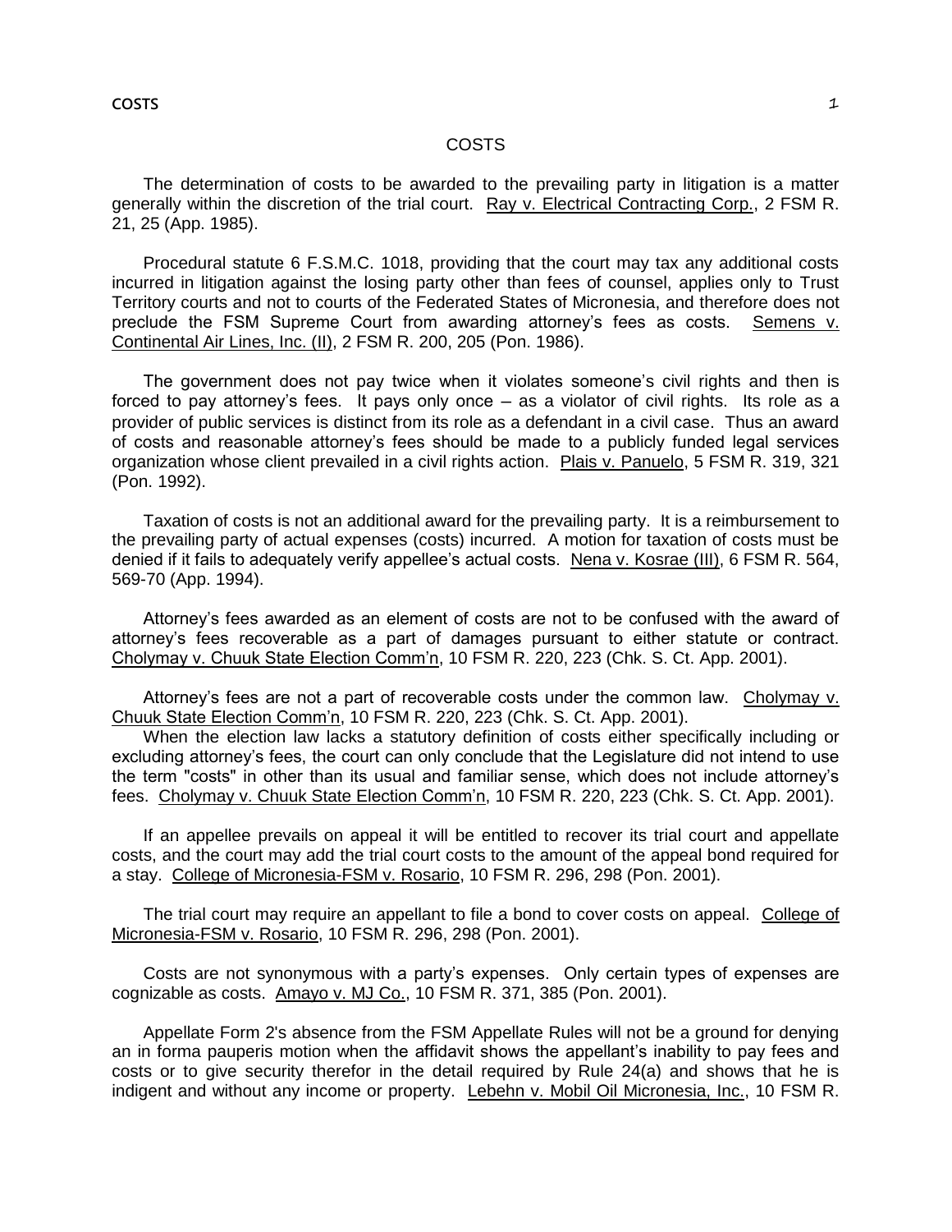# COSTS

The determination of costs to be awarded to the prevailing party in litigation is a matter generally within the discretion of the trial court. Ray v. Electrical Contracting Corp., 2 FSM R. 21, 25 (App. 1985).

Procedural statute 6 F.S.M.C. 1018, providing that the court may tax any additional costs incurred in litigation against the losing party other than fees of counsel, applies only to Trust Territory courts and not to courts of the Federated States of Micronesia, and therefore does not preclude the FSM Supreme Court from awarding attorney's fees as costs. Semens v. Continental Air Lines, Inc. (II), 2 FSM R. 200, 205 (Pon. 1986).

The government does not pay twice when it violates someone's civil rights and then is forced to pay attorney's fees. It pays only once – as a violator of civil rights. Its role as a provider of public services is distinct from its role as a defendant in a civil case. Thus an award of costs and reasonable attorney's fees should be made to a publicly funded legal services organization whose client prevailed in a civil rights action. Plais v. Panuelo, 5 FSM R. 319, 321 (Pon. 1992).

Taxation of costs is not an additional award for the prevailing party. It is a reimbursement to the prevailing party of actual expenses (costs) incurred. A motion for taxation of costs must be denied if it fails to adequately verify appellee's actual costs. Nena v. Kosrae (III), 6 FSM R. 564, 569-70 (App. 1994).

Attorney's fees awarded as an element of costs are not to be confused with the award of attorney's fees recoverable as a part of damages pursuant to either statute or contract. Cholymay v. Chuuk State Election Comm'n, 10 FSM R. 220, 223 (Chk. S. Ct. App. 2001).

Attorney's fees are not a part of recoverable costs under the common law. Cholymay v. Chuuk State Election Comm'n, 10 FSM R. 220, 223 (Chk. S. Ct. App. 2001).

When the election law lacks a statutory definition of costs either specifically including or excluding attorney's fees, the court can only conclude that the Legislature did not intend to use the term "costs" in other than its usual and familiar sense, which does not include attorney's fees. Cholymay v. Chuuk State Election Comm'n, 10 FSM R. 220, 223 (Chk. S. Ct. App. 2001).

If an appellee prevails on appeal it will be entitled to recover its trial court and appellate costs, and the court may add the trial court costs to the amount of the appeal bond required for a stay. College of Micronesia-FSM v. Rosario, 10 FSM R. 296, 298 (Pon. 2001).

The trial court may require an appellant to file a bond to cover costs on appeal. College of Micronesia-FSM v. Rosario, 10 FSM R. 296, 298 (Pon. 2001).

Costs are not synonymous with a party's expenses. Only certain types of expenses are cognizable as costs. Amayo v. MJ Co., 10 FSM R. 371, 385 (Pon. 2001).

Appellate Form 2's absence from the FSM Appellate Rules will not be a ground for denying an in forma pauperis motion when the affidavit shows the appellant's inability to pay fees and costs or to give security therefor in the detail required by Rule 24(a) and shows that he is indigent and without any income or property. Lebehn v. Mobil Oil Micronesia, Inc., 10 FSM R.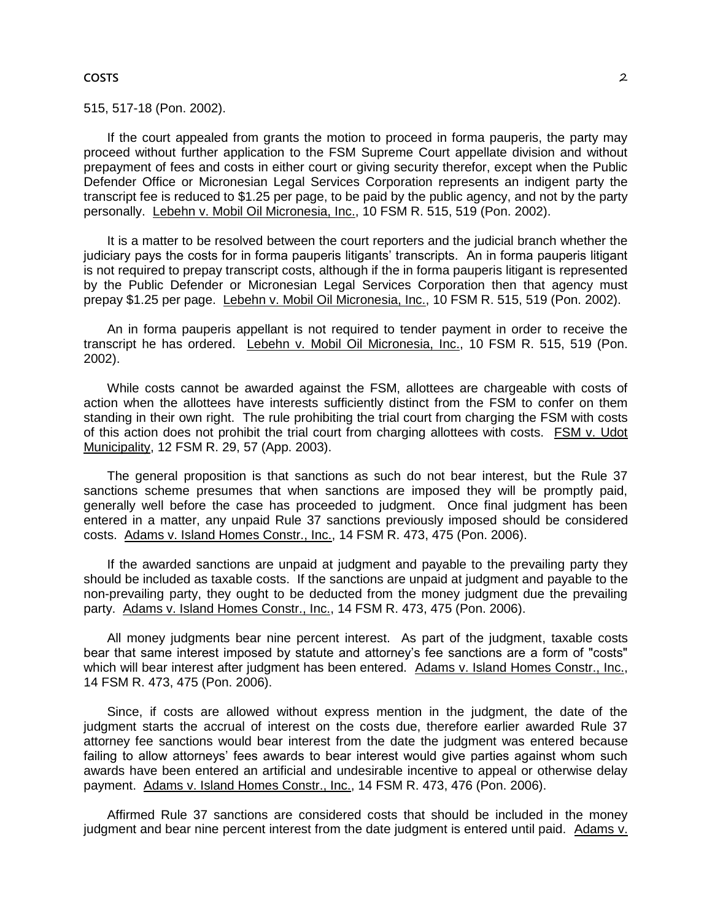515, 517-18 (Pon. 2002).

If the court appealed from grants the motion to proceed in forma pauperis, the party may proceed without further application to the FSM Supreme Court appellate division and without prepayment of fees and costs in either court or giving security therefor, except when the Public Defender Office or Micronesian Legal Services Corporation represents an indigent party the transcript fee is reduced to $1.25 per page, to be paid by the public agency, and not by the party personally. Lebehn v. Mobil Oil Micronesia, Inc., 10 FSM R. 515, 519 (Pon. 2002).

It is a matter to be resolved between the court reporters and the judicial branch whether the judiciary pays the costs for in forma pauperis litigants' transcripts. An in forma pauperis litigant is not required to prepay transcript costs, although if the in forma pauperis litigant is represented by the Public Defender or Micronesian Legal Services Corporation then that agency must prepay $1.25 per page. Lebehn v. Mobil Oil Micronesia, Inc., 10 FSM R. 515, 519 (Pon. 2002).

An in forma pauperis appellant is not required to tender payment in order to receive the transcript he has ordered. Lebehn v. Mobil Oil Micronesia, Inc., 10 FSM R. 515, 519 (Pon. 2002).

While costs cannot be awarded against the FSM, allottees are chargeable with costs of action when the allottees have interests sufficiently distinct from the FSM to confer on them standing in their own right. The rule prohibiting the trial court from charging the FSM with costs of this action does not prohibit the trial court from charging allottees with costs. FSM v. Udot Municipality, 12 FSM R. 29, 57 (App. 2003).

The general proposition is that sanctions as such do not bear interest, but the Rule 37 sanctions scheme presumes that when sanctions are imposed they will be promptly paid, generally well before the case has proceeded to judgment. Once final judgment has been entered in a matter, any unpaid Rule 37 sanctions previously imposed should be considered costs. Adams v. Island Homes Constr., Inc., 14 FSM R. 473, 475 (Pon. 2006).

If the awarded sanctions are unpaid at judgment and payable to the prevailing party they should be included as taxable costs. If the sanctions are unpaid at judgment and payable to the non-prevailing party, they ought to be deducted from the money judgment due the prevailing party. Adams v. Island Homes Constr., Inc., 14 FSM R. 473, 475 (Pon. 2006).

All money judgments bear nine percent interest. As part of the judgment, taxable costs bear that same interest imposed by statute and attorney's fee sanctions are a form of "costs" which will bear interest after judgment has been entered. Adams v. Island Homes Constr., Inc., 14 FSM R. 473, 475 (Pon. 2006).

Since, if costs are allowed without express mention in the judgment, the date of the judgment starts the accrual of interest on the costs due, therefore earlier awarded Rule 37 attorney fee sanctions would bear interest from the date the judgment was entered because failing to allow attorneys' fees awards to bear interest would give parties against whom such awards have been entered an artificial and undesirable incentive to appeal or otherwise delay payment. Adams v. Island Homes Constr., Inc., 14 FSM R. 473, 476 (Pon. 2006).

Affirmed Rule 37 sanctions are considered costs that should be included in the money judgment and bear nine percent interest from the date judgment is entered until paid. Adams v.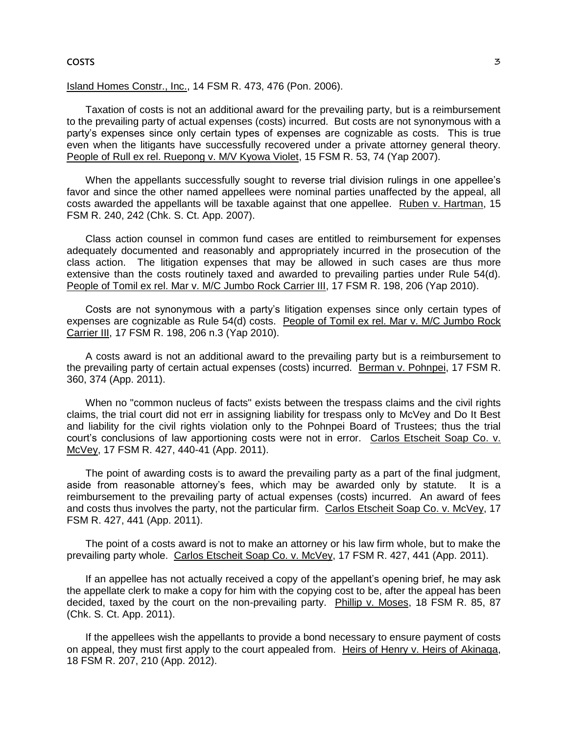Island Homes Constr., Inc., 14 FSM R. 473, 476 (Pon. 2006).

Taxation of costs is not an additional award for the prevailing party, but is a reimbursement to the prevailing party of actual expenses (costs) incurred. But costs are not synonymous with a party's expenses since only certain types of expenses are cognizable as costs. This is true even when the litigants have successfully recovered under a private attorney general theory. People of Rull ex rel. Ruepong v. M/V Kyowa Violet, 15 FSM R. 53, 74 (Yap 2007).

When the appellants successfully sought to reverse trial division rulings in one appellee's favor and since the other named appellees were nominal parties unaffected by the appeal, all costs awarded the appellants will be taxable against that one appellee. Ruben v. Hartman, 15 FSM R. 240, 242 (Chk. S. Ct. App. 2007).

Class action counsel in common fund cases are entitled to reimbursement for expenses adequately documented and reasonably and appropriately incurred in the prosecution of the class action. The litigation expenses that may be allowed in such cases are thus more extensive than the costs routinely taxed and awarded to prevailing parties under Rule 54(d). People of Tomil ex rel. Mar v. M/C Jumbo Rock Carrier III, 17 FSM R. 198, 206 (Yap 2010).

Costs are not synonymous with a party's litigation expenses since only certain types of expenses are cognizable as Rule 54(d) costs. People of Tomil ex rel. Mar v. M/C Jumbo Rock Carrier III, 17 FSM R. 198, 206 n.3 (Yap 2010).

A costs award is not an additional award to the prevailing party but is a reimbursement to the prevailing party of certain actual expenses (costs) incurred. Berman v. Pohnpei, 17 FSM R. 360, 374 (App. 2011).

When no "common nucleus of facts" exists between the trespass claims and the civil rights claims, the trial court did not err in assigning liability for trespass only to McVey and Do It Best and liability for the civil rights violation only to the Pohnpei Board of Trustees; thus the trial court's conclusions of law apportioning costs were not in error. Carlos Etscheit Soap Co. v. McVey, 17 FSM R. 427, 440-41 (App. 2011).

The point of awarding costs is to award the prevailing party as a part of the final judgment, aside from reasonable attorney's fees, which may be awarded only by statute. It is a reimbursement to the prevailing party of actual expenses (costs) incurred. An award of fees and costs thus involves the party, not the particular firm. Carlos Etscheit Soap Co. v. McVey, 17 FSM R. 427, 441 (App. 2011).

The point of a costs award is not to make an attorney or his law firm whole, but to make the prevailing party whole. Carlos Etscheit Soap Co. v. McVey, 17 FSM R. 427, 441 (App. 2011).

If an appellee has not actually received a copy of the appellant's opening brief, he may ask the appellate clerk to make a copy for him with the copying cost to be, after the appeal has been decided, taxed by the court on the non-prevailing party. Phillip v. Moses, 18 FSM R. 85, 87 (Chk. S. Ct. App. 2011).

If the appellees wish the appellants to provide a bond necessary to ensure payment of costs on appeal, they must first apply to the court appealed from. Heirs of Henry v. Heirs of Akinaga, 18 FSM R. 207, 210 (App. 2012).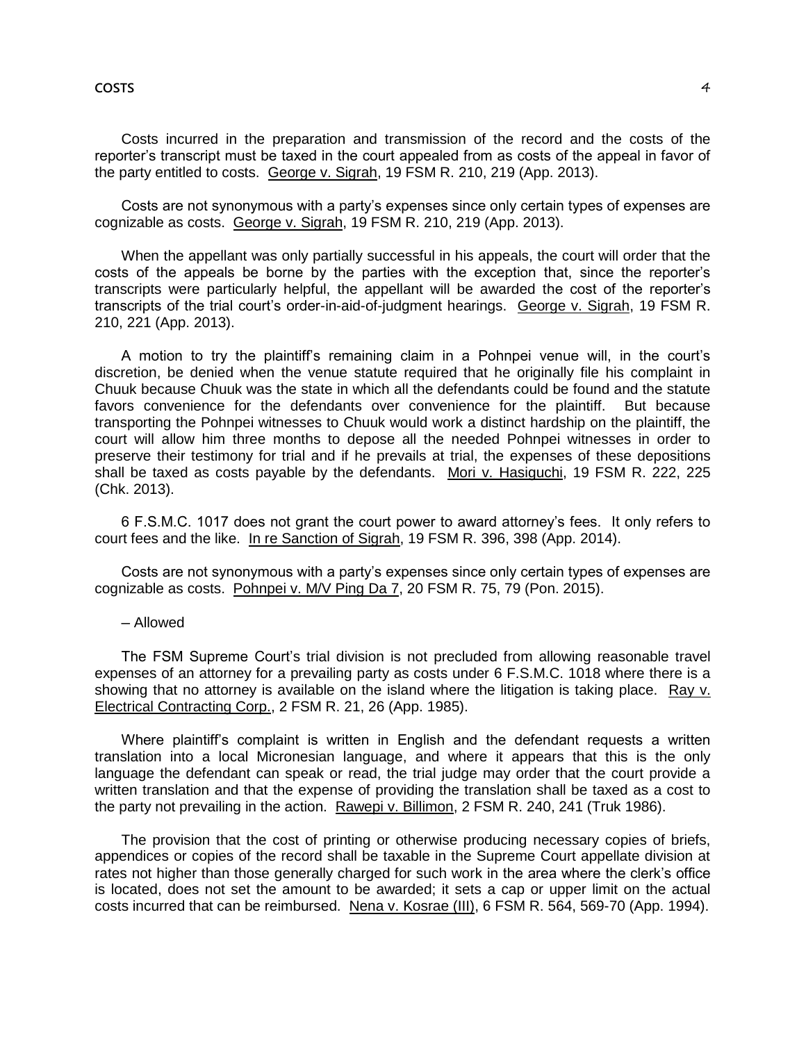Costs incurred in the preparation and transmission of the record and the costs of the reporter's transcript must be taxed in the court appealed from as costs of the appeal in favor of the party entitled to costs. George v. Sigrah, 19 FSM R. 210, 219 (App. 2013).

Costs are not synonymous with a party's expenses since only certain types of expenses are cognizable as costs. George v. Sigrah, 19 FSM R. 210, 219 (App. 2013).

When the appellant was only partially successful in his appeals, the court will order that the costs of the appeals be borne by the parties with the exception that, since the reporter's transcripts were particularly helpful, the appellant will be awarded the cost of the reporter's transcripts of the trial court's order-in-aid-of-judgment hearings. George v. Sigrah, 19 FSM R. 210, 221 (App. 2013).

A motion to try the plaintiff's remaining claim in a Pohnpei venue will, in the court's discretion, be denied when the venue statute required that he originally file his complaint in Chuuk because Chuuk was the state in which all the defendants could be found and the statute favors convenience for the defendants over convenience for the plaintiff. But because transporting the Pohnpei witnesses to Chuuk would work a distinct hardship on the plaintiff, the court will allow him three months to depose all the needed Pohnpei witnesses in order to preserve their testimony for trial and if he prevails at trial, the expenses of these depositions shall be taxed as costs payable by the defendants. Mori v. Hasiguchi, 19 FSM R. 222, 225 (Chk. 2013).

6 F.S.M.C. 1017 does not grant the court power to award attorney's fees. It only refers to court fees and the like. In re Sanction of Sigrah, 19 FSM R. 396, 398 (App. 2014).

Costs are not synonymous with a party's expenses since only certain types of expenses are cognizable as costs. Pohnpei v. M/V Ping Da 7, 20 FSM R. 75, 79 (Pon. 2015).

– Allowed

The FSM Supreme Court's trial division is not precluded from allowing reasonable travel expenses of an attorney for a prevailing party as costs under 6 F.S.M.C. 1018 where there is a showing that no attorney is available on the island where the litigation is taking place. Ray v. Electrical Contracting Corp., 2 FSM R. 21, 26 (App. 1985).

Where plaintiff's complaint is written in English and the defendant requests a written translation into a local Micronesian language, and where it appears that this is the only language the defendant can speak or read, the trial judge may order that the court provide a written translation and that the expense of providing the translation shall be taxed as a cost to the party not prevailing in the action. Rawepi v. Billimon, 2 FSM R. 240, 241 (Truk 1986).

The provision that the cost of printing or otherwise producing necessary copies of briefs, appendices or copies of the record shall be taxable in the Supreme Court appellate division at rates not higher than those generally charged for such work in the area where the clerk's office is located, does not set the amount to be awarded; it sets a cap or upper limit on the actual costs incurred that can be reimbursed. Nena v. Kosrae (III), 6 FSM R. 564, 569-70 (App. 1994).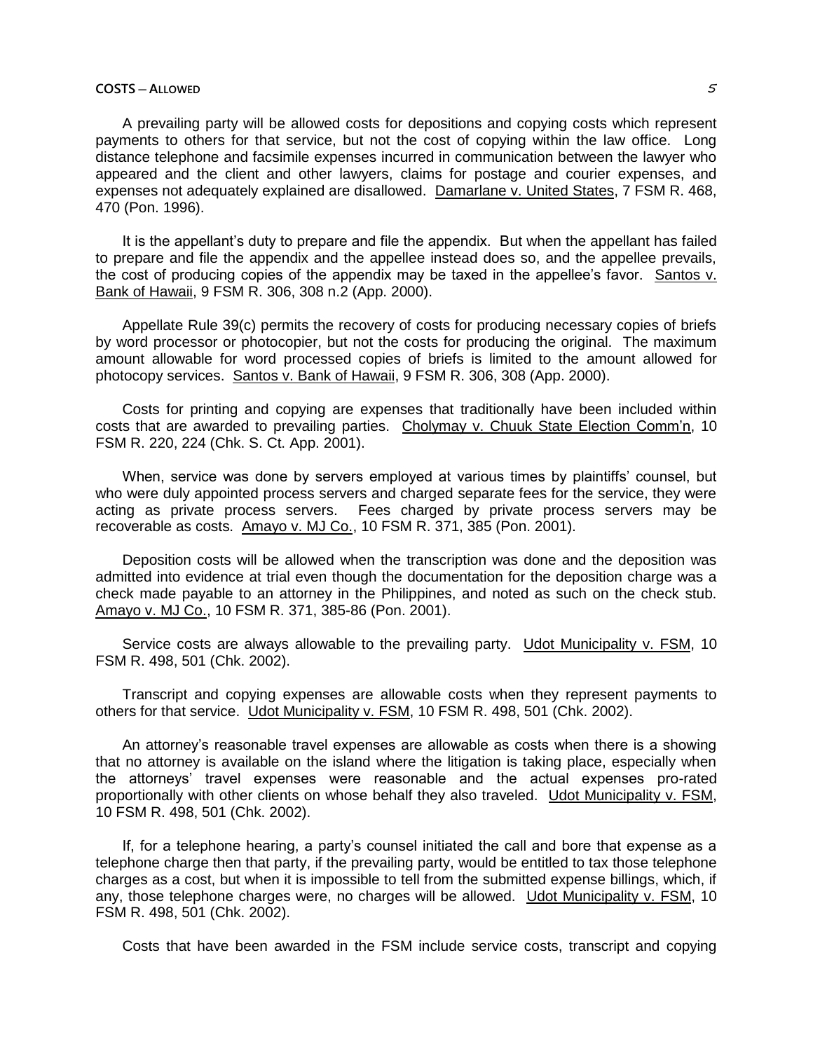A prevailing party will be allowed costs for depositions and copying costs which represent payments to others for that service, but not the cost of copying within the law office. Long distance telephone and facsimile expenses incurred in communication between the lawyer who appeared and the client and other lawyers, claims for postage and courier expenses, and expenses not adequately explained are disallowed. Damarlane v. United States, 7 FSM R. 468, 470 (Pon. 1996).

It is the appellant's duty to prepare and file the appendix. But when the appellant has failed to prepare and file the appendix and the appellee instead does so, and the appellee prevails, the cost of producing copies of the appendix may be taxed in the appellee's favor. Santos v. Bank of Hawaii, 9 FSM R. 306, 308 n.2 (App. 2000).

Appellate Rule 39(c) permits the recovery of costs for producing necessary copies of briefs by word processor or photocopier, but not the costs for producing the original. The maximum amount allowable for word processed copies of briefs is limited to the amount allowed for photocopy services. Santos v. Bank of Hawaii, 9 FSM R. 306, 308 (App. 2000).

Costs for printing and copying are expenses that traditionally have been included within costs that are awarded to prevailing parties. Cholymay v. Chuuk State Election Comm'n, 10 FSM R. 220, 224 (Chk. S. Ct. App. 2001).

When, service was done by servers employed at various times by plaintiffs' counsel, but who were duly appointed process servers and charged separate fees for the service, they were acting as private process servers. Fees charged by private process servers may be recoverable as costs. Amayo v. MJ Co., 10 FSM R. 371, 385 (Pon. 2001).

Deposition costs will be allowed when the transcription was done and the deposition was admitted into evidence at trial even though the documentation for the deposition charge was a check made payable to an attorney in the Philippines, and noted as such on the check stub. Amayo v. MJ Co., 10 FSM R. 371, 385-86 (Pon. 2001).

Service costs are always allowable to the prevailing party. Udot Municipality v. FSM, 10 FSM R. 498, 501 (Chk. 2002).

Transcript and copying expenses are allowable costs when they represent payments to others for that service. Udot Municipality v. FSM, 10 FSM R. 498, 501 (Chk. 2002).

An attorney's reasonable travel expenses are allowable as costs when there is a showing that no attorney is available on the island where the litigation is taking place, especially when the attorneys' travel expenses were reasonable and the actual expenses pro-rated proportionally with other clients on whose behalf they also traveled. Udot Municipality v. FSM, 10 FSM R. 498, 501 (Chk. 2002).

If, for a telephone hearing, a party's counsel initiated the call and bore that expense as a telephone charge then that party, if the prevailing party, would be entitled to tax those telephone charges as a cost, but when it is impossible to tell from the submitted expense billings, which, if any, those telephone charges were, no charges will be allowed. Udot Municipality v. FSM, 10 FSM R. 498, 501 (Chk. 2002).

Costs that have been awarded in the FSM include service costs, transcript and copying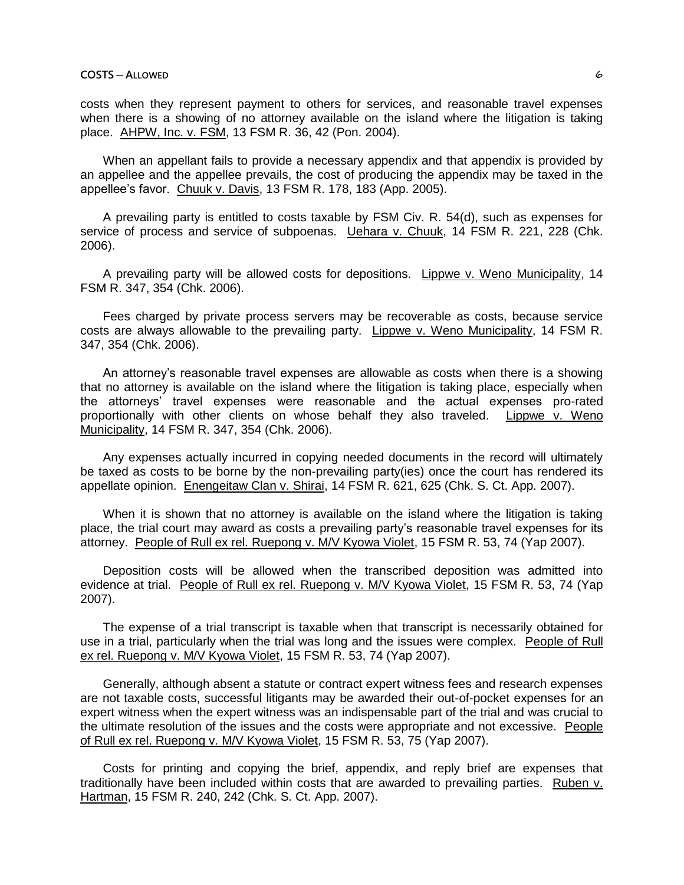costs when they represent payment to others for services, and reasonable travel expenses when there is a showing of no attorney available on the island where the litigation is taking place. AHPW, Inc. v. FSM, 13 FSM R. 36, 42 (Pon. 2004).

When an appellant fails to provide a necessary appendix and that appendix is provided by an appellee and the appellee prevails, the cost of producing the appendix may be taxed in the appellee's favor. Chuuk v. Davis, 13 FSM R. 178, 183 (App. 2005).

A prevailing party is entitled to costs taxable by FSM Civ. R. 54(d), such as expenses for service of process and service of subpoenas. Uehara v. Chuuk, 14 FSM R. 221, 228 (Chk. 2006).

A prevailing party will be allowed costs for depositions. Lippwe v. Weno Municipality, 14 FSM R. 347, 354 (Chk. 2006).

Fees charged by private process servers may be recoverable as costs, because service costs are always allowable to the prevailing party. Lippwe v. Weno Municipality, 14 FSM R. 347, 354 (Chk. 2006).

An attorney's reasonable travel expenses are allowable as costs when there is a showing that no attorney is available on the island where the litigation is taking place, especially when the attorneys' travel expenses were reasonable and the actual expenses pro-rated proportionally with other clients on whose behalf they also traveled. Lippwe v. Weno Municipality, 14 FSM R. 347, 354 (Chk. 2006).

Any expenses actually incurred in copying needed documents in the record will ultimately be taxed as costs to be borne by the non-prevailing party(ies) once the court has rendered its appellate opinion. Enengeitaw Clan v. Shirai, 14 FSM R. 621, 625 (Chk. S. Ct. App. 2007).

When it is shown that no attorney is available on the island where the litigation is taking place, the trial court may award as costs a prevailing party's reasonable travel expenses for its attorney. People of Rull ex rel. Ruepong v. M/V Kyowa Violet, 15 FSM R. 53, 74 (Yap 2007).

Deposition costs will be allowed when the transcribed deposition was admitted into evidence at trial. People of Rull ex rel. Ruepong v. M/V Kyowa Violet, 15 FSM R. 53, 74 (Yap 2007).

The expense of a trial transcript is taxable when that transcript is necessarily obtained for use in a trial, particularly when the trial was long and the issues were complex. People of Rull ex rel. Ruepong v. M/V Kyowa Violet, 15 FSM R. 53, 74 (Yap 2007).

Generally, although absent a statute or contract expert witness fees and research expenses are not taxable costs, successful litigants may be awarded their out-of-pocket expenses for an expert witness when the expert witness was an indispensable part of the trial and was crucial to the ultimate resolution of the issues and the costs were appropriate and not excessive. People of Rull ex rel. Ruepong v. M/V Kyowa Violet, 15 FSM R. 53, 75 (Yap 2007).

Costs for printing and copying the brief, appendix, and reply brief are expenses that traditionally have been included within costs that are awarded to prevailing parties. Ruben v. Hartman, 15 FSM R. 240, 242 (Chk. S. Ct. App. 2007).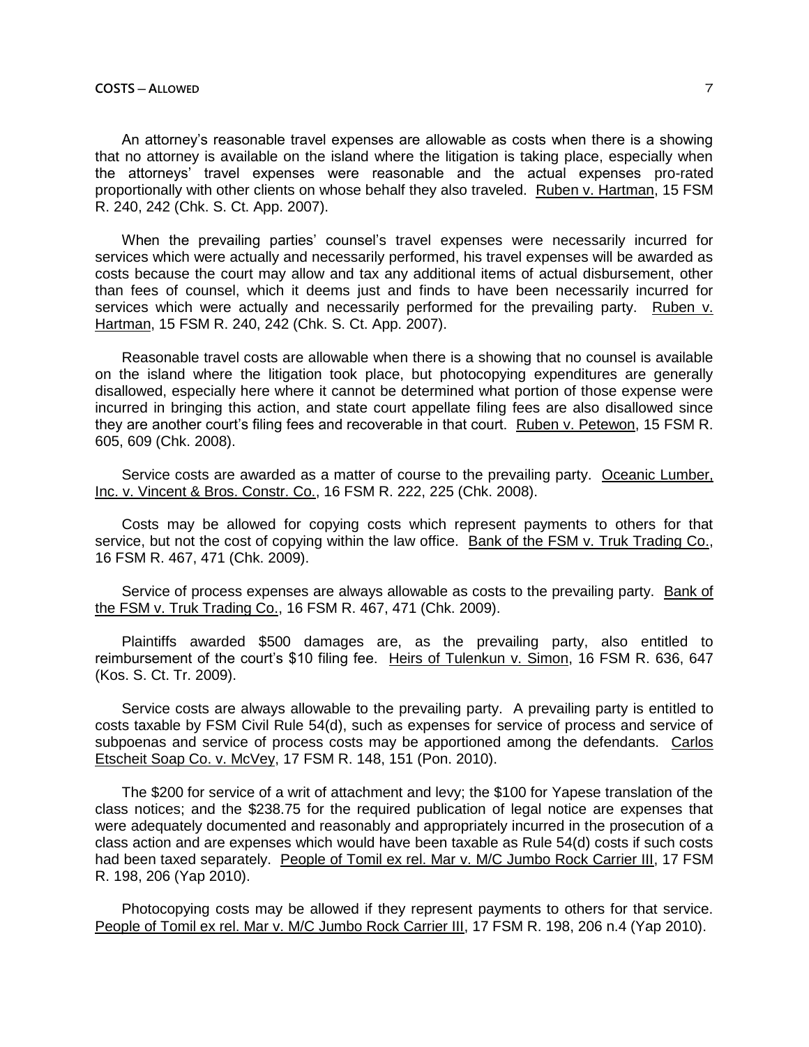An attorney's reasonable travel expenses are allowable as costs when there is a showing that no attorney is available on the island where the litigation is taking place, especially when the attorneys' travel expenses were reasonable and the actual expenses pro-rated proportionally with other clients on whose behalf they also traveled. Ruben v. Hartman, 15 FSM R. 240, 242 (Chk. S. Ct. App. 2007).

When the prevailing parties' counsel's travel expenses were necessarily incurred for services which were actually and necessarily performed, his travel expenses will be awarded as costs because the court may allow and tax any additional items of actual disbursement, other than fees of counsel, which it deems just and finds to have been necessarily incurred for services which were actually and necessarily performed for the prevailing party. Ruben v. Hartman, 15 FSM R. 240, 242 (Chk. S. Ct. App. 2007).

Reasonable travel costs are allowable when there is a showing that no counsel is available on the island where the litigation took place, but photocopying expenditures are generally disallowed, especially here where it cannot be determined what portion of those expense were incurred in bringing this action, and state court appellate filing fees are also disallowed since they are another court's filing fees and recoverable in that court. Ruben v. Petewon, 15 FSM R. 605, 609 (Chk. 2008).

Service costs are awarded as a matter of course to the prevailing party. Oceanic Lumber, Inc. v. Vincent & Bros. Constr. Co., 16 FSM R. 222, 225 (Chk. 2008).

Costs may be allowed for copying costs which represent payments to others for that service, but not the cost of copying within the law office. Bank of the FSM v. Truk Trading Co., 16 FSM R. 467, 471 (Chk. 2009).

Service of process expenses are always allowable as costs to the prevailing party. Bank of the FSM v. Truk Trading Co., 16 FSM R. 467, 471 (Chk. 2009).

Plaintiffs awarded $500 damages are, as the prevailing party, also entitled to reimbursement of the court's $10 filing fee. Heirs of Tulenkun v. Simon, 16 FSM R. 636, 647 (Kos. S. Ct. Tr. 2009).

Service costs are always allowable to the prevailing party. A prevailing party is entitled to costs taxable by FSM Civil Rule 54(d), such as expenses for service of process and service of subpoenas and service of process costs may be apportioned among the defendants. Carlos Etscheit Soap Co. v. McVey, 17 FSM R. 148, 151 (Pon. 2010).

The $200 for service of a writ of attachment and levy; the $100 for Yapese translation of the class notices; and the $238.75 for the required publication of legal notice are expenses that were adequately documented and reasonably and appropriately incurred in the prosecution of a class action and are expenses which would have been taxable as Rule 54(d) costs if such costs had been taxed separately. People of Tomil ex rel. Mar v. M/C Jumbo Rock Carrier III, 17 FSM R. 198, 206 (Yap 2010).

Photocopying costs may be allowed if they represent payments to others for that service. People of Tomil ex rel. Mar v. M/C Jumbo Rock Carrier III, 17 FSM R. 198, 206 n.4 (Yap 2010).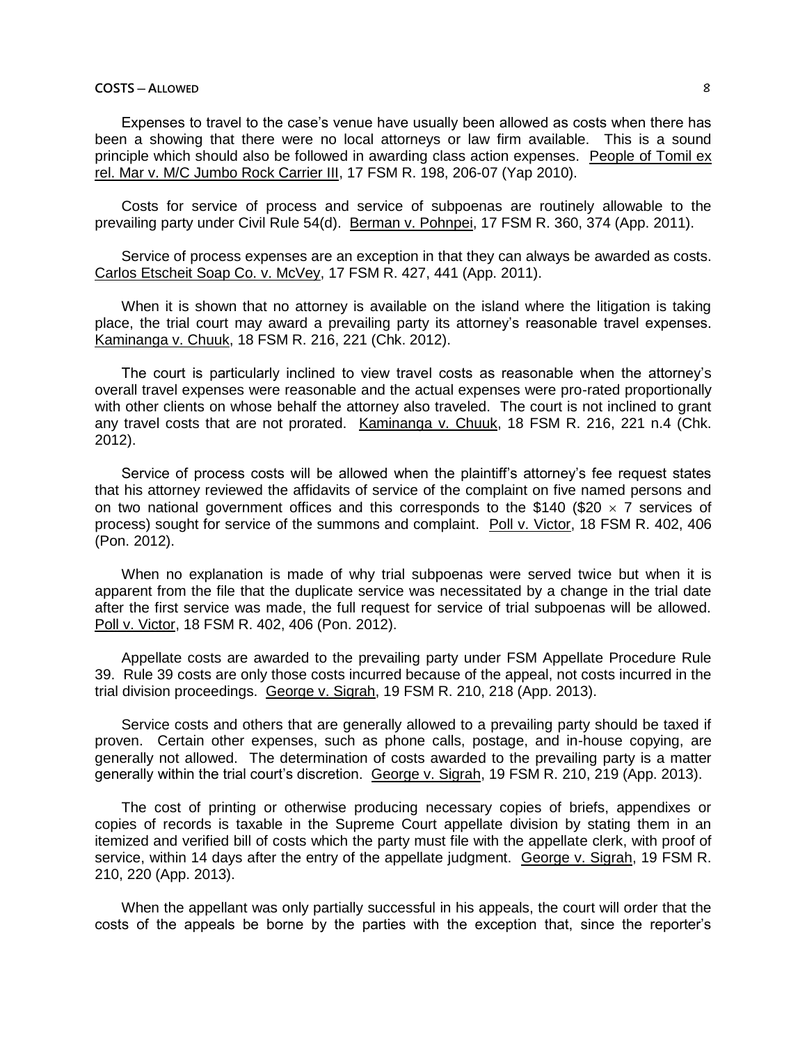Expenses to travel to the case's venue have usually been allowed as costs when there has been a showing that there were no local attorneys or law firm available. This is a sound principle which should also be followed in awarding class action expenses. People of Tomil ex rel. Mar v. M/C Jumbo Rock Carrier III, 17 FSM R. 198, 206-07 (Yap 2010).

Costs for service of process and service of subpoenas are routinely allowable to the prevailing party under Civil Rule 54(d). Berman v. Pohnpei, 17 FSM R. 360, 374 (App. 2011).

Service of process expenses are an exception in that they can always be awarded as costs. Carlos Etscheit Soap Co. v. McVey, 17 FSM R. 427, 441 (App. 2011).

When it is shown that no attorney is available on the island where the litigation is taking place, the trial court may award a prevailing party its attorney's reasonable travel expenses. Kaminanga v. Chuuk, 18 FSM R. 216, 221 (Chk. 2012).

The court is particularly inclined to view travel costs as reasonable when the attorney's overall travel expenses were reasonable and the actual expenses were pro-rated proportionally with other clients on whose behalf the attorney also traveled. The court is not inclined to grant any travel costs that are not prorated. Kaminanga v. Chuuk, 18 FSM R. 216, 221 n.4 (Chk. 2012).

Service of process costs will be allowed when the plaintiff's attorney's fee request states that his attorney reviewed the affidavits of service of the complaint on five named persons and on two national government offices and this corresponds to the \$140 (\$20 $\times$ 7 services of process) sought for service of the summons and complaint. Poll v. Victor, 18 FSM R. 402, 406 (Pon. 2012).

When no explanation is made of why trial subpoenas were served twice but when it is apparent from the file that the duplicate service was necessitated by a change in the trial date after the first service was made, the full request for service of trial subpoenas will be allowed. Poll v. Victor, 18 FSM R. 402, 406 (Pon. 2012).

Appellate costs are awarded to the prevailing party under FSM Appellate Procedure Rule 39. Rule 39 costs are only those costs incurred because of the appeal, not costs incurred in the trial division proceedings. George v. Sigrah, 19 FSM R. 210, 218 (App. 2013).

Service costs and others that are generally allowed to a prevailing party should be taxed if proven. Certain other expenses, such as phone calls, postage, and in-house copying, are generally not allowed. The determination of costs awarded to the prevailing party is a matter generally within the trial court's discretion. George v. Sigrah, 19 FSM R. 210, 219 (App. 2013).

The cost of printing or otherwise producing necessary copies of briefs, appendixes or copies of records is taxable in the Supreme Court appellate division by stating them in an itemized and verified bill of costs which the party must file with the appellate clerk, with proof of service, within 14 days after the entry of the appellate judgment. George v. Sigrah, 19 FSM R. 210, 220 (App. 2013).

When the appellant was only partially successful in his appeals, the court will order that the costs of the appeals be borne by the parties with the exception that, since the reporter's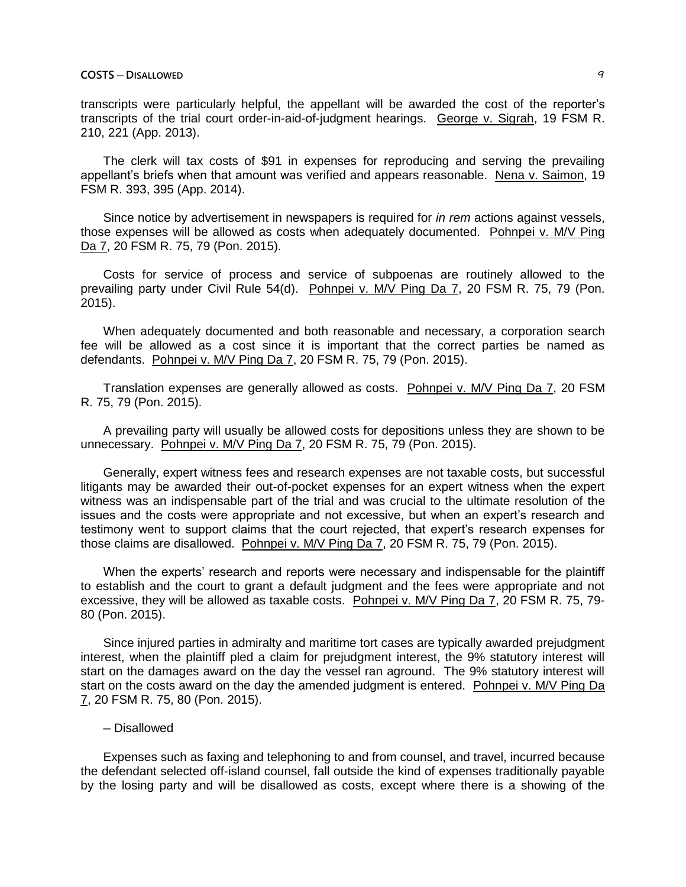transcripts were particularly helpful, the appellant will be awarded the cost of the reporter's transcripts of the trial court order-in-aid-of-judgment hearings. George v. Sigrah, 19 FSM R. 210, 221 (App. 2013).

The clerk will tax costs of $91 in expenses for reproducing and serving the prevailing appellant's briefs when that amount was verified and appears reasonable. Nena v. Saimon, 19 FSM R. 393, 395 (App. 2014).

Since notice by advertisement in newspapers is required for *in rem* actions against vessels, those expenses will be allowed as costs when adequately documented. Pohnpei v. M/V Ping Da 7, 20 FSM R. 75, 79 (Pon. 2015).

Costs for service of process and service of subpoenas are routinely allowed to the prevailing party under Civil Rule 54(d). Pohnpei v. M/V Ping Da 7, 20 FSM R. 75, 79 (Pon. 2015).

When adequately documented and both reasonable and necessary, a corporation search fee will be allowed as a cost since it is important that the correct parties be named as defendants. Pohnpei v. M/V Ping Da 7, 20 FSM R. 75, 79 (Pon. 2015).

Translation expenses are generally allowed as costs. Pohnpei v. M/V Ping Da 7, 20 FSM R. 75, 79 (Pon. 2015).

A prevailing party will usually be allowed costs for depositions unless they are shown to be unnecessary. Pohnpei v. M/V Ping Da 7, 20 FSM R. 75, 79 (Pon. 2015).

Generally, expert witness fees and research expenses are not taxable costs, but successful litigants may be awarded their out-of-pocket expenses for an expert witness when the expert witness was an indispensable part of the trial and was crucial to the ultimate resolution of the issues and the costs were appropriate and not excessive, but when an expert's research and testimony went to support claims that the court rejected, that expert's research expenses for those claims are disallowed. Pohnpei v. M/V Ping Da 7, 20 FSM R. 75, 79 (Pon. 2015).

When the experts' research and reports were necessary and indispensable for the plaintiff to establish and the court to grant a default judgment and the fees were appropriate and not excessive, they will be allowed as taxable costs. Pohnpei v. M/V Ping Da 7, 20 FSM R. 75, 79-80 (Pon. 2015).

Since injured parties in admiralty and maritime tort cases are typically awarded prejudgment interest, when the plaintiff pled a claim for prejudgment interest, the 9% statutory interest will start on the damages award on the day the vessel ran aground. The 9% statutory interest will start on the costs award on the day the amended judgment is entered. Pohnpei v. M/V Ping Da 7, 20 FSM R. 75, 80 (Pon. 2015).

– Disallowed

Expenses such as faxing and telephoning to and from counsel, and travel, incurred because the defendant selected off-island counsel, fall outside the kind of expenses traditionally payable by the losing party and will be disallowed as costs, except where there is a showing of the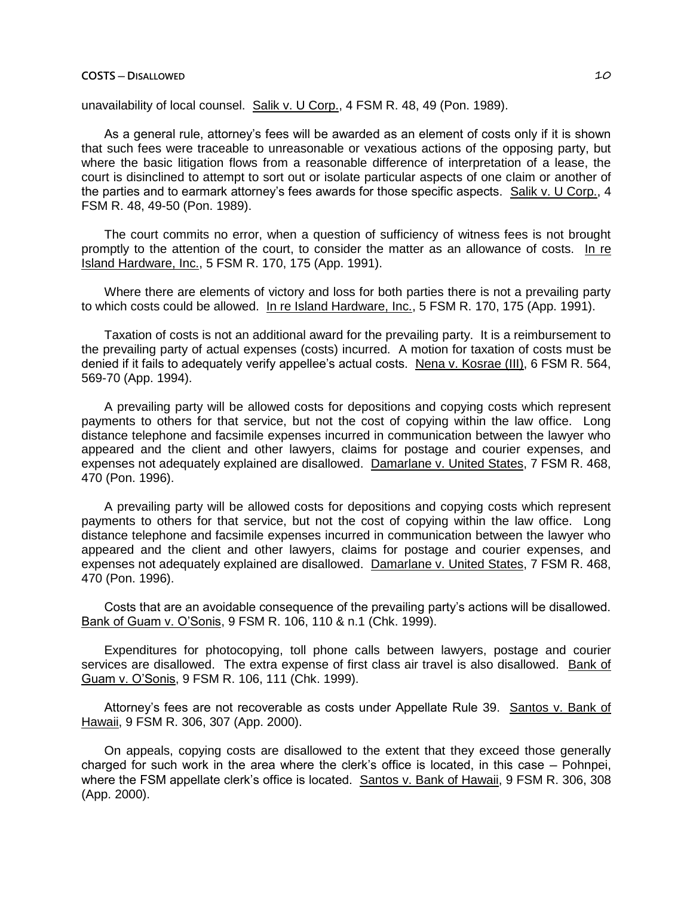unavailability of local counsel. Salik v. U Corp., 4 FSM R. 48, 49 (Pon. 1989).

As a general rule, attorney's fees will be awarded as an element of costs only if it is shown that such fees were traceable to unreasonable or vexatious actions of the opposing party, but where the basic litigation flows from a reasonable difference of interpretation of a lease, the court is disinclined to attempt to sort out or isolate particular aspects of one claim or another of the parties and to earmark attorney's fees awards for those specific aspects. Salik v. U Corp., 4 FSM R. 48, 49-50 (Pon. 1989).

The court commits no error, when a question of sufficiency of witness fees is not brought promptly to the attention of the court, to consider the matter as an allowance of costs. In re Island Hardware, Inc., 5 FSM R. 170, 175 (App. 1991).

Where there are elements of victory and loss for both parties there is not a prevailing party to which costs could be allowed. In re Island Hardware, Inc., 5 FSM R. 170, 175 (App. 1991).

Taxation of costs is not an additional award for the prevailing party. It is a reimbursement to the prevailing party of actual expenses (costs) incurred. A motion for taxation of costs must be denied if it fails to adequately verify appellee's actual costs. Nena v. Kosrae (III), 6 FSM R. 564, 569-70 (App. 1994).

A prevailing party will be allowed costs for depositions and copying costs which represent payments to others for that service, but not the cost of copying within the law office. Long distance telephone and facsimile expenses incurred in communication between the lawyer who appeared and the client and other lawyers, claims for postage and courier expenses, and expenses not adequately explained are disallowed. Damarlane v. United States, 7 FSM R. 468, 470 (Pon. 1996).

A prevailing party will be allowed costs for depositions and copying costs which represent payments to others for that service, but not the cost of copying within the law office. Long distance telephone and facsimile expenses incurred in communication between the lawyer who appeared and the client and other lawyers, claims for postage and courier expenses, and expenses not adequately explained are disallowed. Damarlane v. United States, 7 FSM R. 468, 470 (Pon. 1996).

Costs that are an avoidable consequence of the prevailing party's actions will be disallowed. Bank of Guam v. O'Sonis, 9 FSM R. 106, 110 & n.1 (Chk. 1999).

Expenditures for photocopying, toll phone calls between lawyers, postage and courier services are disallowed. The extra expense of first class air travel is also disallowed. Bank of Guam v. O'Sonis, 9 FSM R. 106, 111 (Chk. 1999).

Attorney's fees are not recoverable as costs under Appellate Rule 39. Santos v. Bank of Hawaii, 9 FSM R. 306, 307 (App. 2000).

On appeals, copying costs are disallowed to the extent that they exceed those generally charged for such work in the area where the clerk's office is located, in this case – Pohnpei, where the FSM appellate clerk's office is located. Santos v. Bank of Hawaii, 9 FSM R. 306, 308 (App. 2000).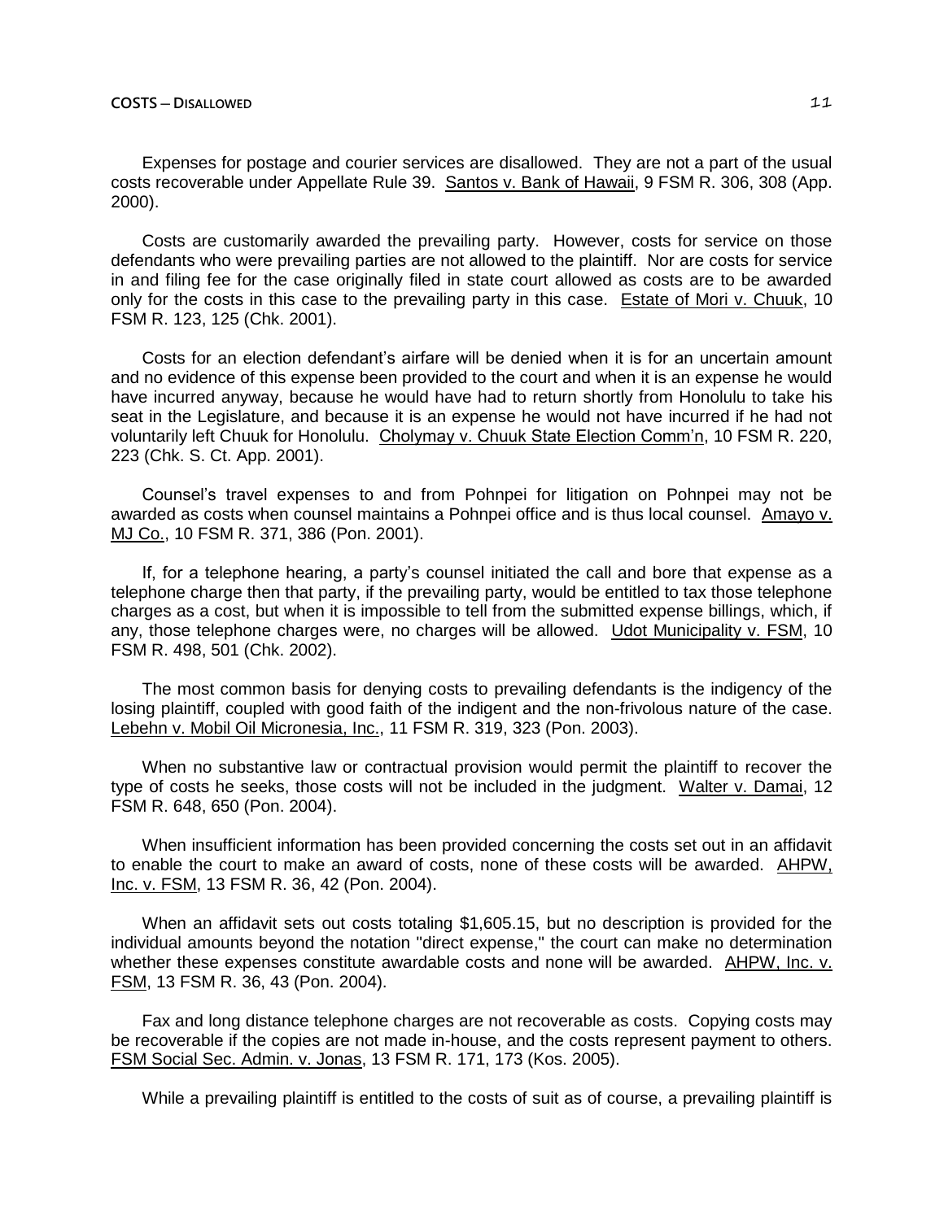Expenses for postage and courier services are disallowed. They are not a part of the usual costs recoverable under Appellate Rule 39. Santos v. Bank of Hawaii, 9 FSM R. 306, 308 (App. 2000).

Costs are customarily awarded the prevailing party. However, costs for service on those defendants who were prevailing parties are not allowed to the plaintiff. Nor are costs for service in and filing fee for the case originally filed in state court allowed as costs are to be awarded only for the costs in this case to the prevailing party in this case. Estate of Mori v. Chuuk, 10 FSM R. 123, 125 (Chk. 2001).

Costs for an election defendant's airfare will be denied when it is for an uncertain amount and no evidence of this expense been provided to the court and when it is an expense he would have incurred anyway, because he would have had to return shortly from Honolulu to take his seat in the Legislature, and because it is an expense he would not have incurred if he had not voluntarily left Chuuk for Honolulu. Cholymay v. Chuuk State Election Comm'n, 10 FSM R. 220, 223 (Chk. S. Ct. App. 2001).

Counsel's travel expenses to and from Pohnpei for litigation on Pohnpei may not be awarded as costs when counsel maintains a Pohnpei office and is thus local counsel. Amayo v. MJ Co., 10 FSM R. 371, 386 (Pon. 2001).

If, for a telephone hearing, a party's counsel initiated the call and bore that expense as a telephone charge then that party, if the prevailing party, would be entitled to tax those telephone charges as a cost, but when it is impossible to tell from the submitted expense billings, which, if any, those telephone charges were, no charges will be allowed. Udot Municipality v. FSM, 10 FSM R. 498, 501 (Chk. 2002).

The most common basis for denying costs to prevailing defendants is the indigency of the losing plaintiff, coupled with good faith of the indigent and the non-frivolous nature of the case. Lebehn v. Mobil Oil Micronesia, Inc., 11 FSM R. 319, 323 (Pon. 2003).

When no substantive law or contractual provision would permit the plaintiff to recover the type of costs he seeks, those costs will not be included in the judgment. Walter v. Damai, 12 FSM R. 648, 650 (Pon. 2004).

When insufficient information has been provided concerning the costs set out in an affidavit to enable the court to make an award of costs, none of these costs will be awarded. AHPW, Inc. v. FSM, 13 FSM R. 36, 42 (Pon. 2004).

When an affidavit sets out costs totaling $1,605.15, but no description is provided for the individual amounts beyond the notation "direct expense," the court can make no determination whether these expenses constitute awardable costs and none will be awarded. AHPW, Inc. v. FSM, 13 FSM R. 36, 43 (Pon. 2004).

Fax and long distance telephone charges are not recoverable as costs. Copying costs may be recoverable if the copies are not made in-house, and the costs represent payment to others. FSM Social Sec. Admin. v. Jonas, 13 FSM R. 171, 173 (Kos. 2005).

While a prevailing plaintiff is entitled to the costs of suit as of course, a prevailing plaintiff is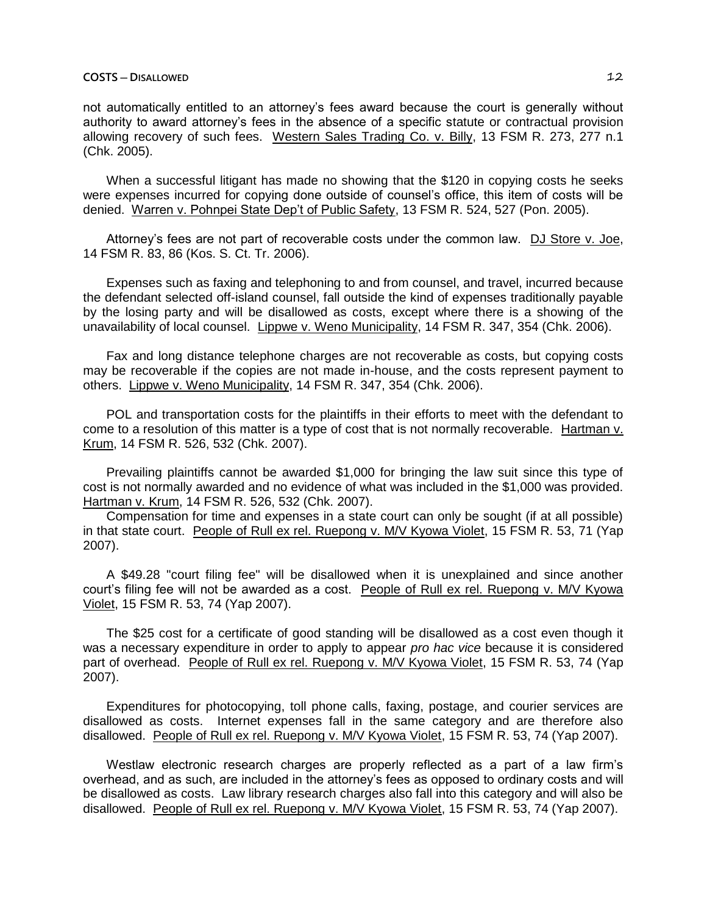not automatically entitled to an attorney's fees award because the court is generally without authority to award attorney's fees in the absence of a specific statute or contractual provision allowing recovery of such fees. Western Sales Trading Co. v. Billy, 13 FSM R. 273, 277 n.1 (Chk. 2005).

When a successful litigant has made no showing that the $120 in copying costs he seeks were expenses incurred for copying done outside of counsel's office, this item of costs will be denied. Warren v. Pohnpei State Dep't of Public Safety, 13 FSM R. 524, 527 (Pon. 2005).

Attorney's fees are not part of recoverable costs under the common law. DJ Store v. Joe, 14 FSM R. 83, 86 (Kos. S. Ct. Tr. 2006).

Expenses such as faxing and telephoning to and from counsel, and travel, incurred because the defendant selected off-island counsel, fall outside the kind of expenses traditionally payable by the losing party and will be disallowed as costs, except where there is a showing of the unavailability of local counsel. Lippwe v. Weno Municipality, 14 FSM R. 347, 354 (Chk. 2006).

Fax and long distance telephone charges are not recoverable as costs, but copying costs may be recoverable if the copies are not made in-house, and the costs represent payment to others. Lippwe v. Weno Municipality, 14 FSM R. 347, 354 (Chk. 2006).

POL and transportation costs for the plaintiffs in their efforts to meet with the defendant to come to a resolution of this matter is a type of cost that is not normally recoverable. Hartman v. Krum, 14 FSM R. 526, 532 (Chk. 2007).

Prevailing plaintiffs cannot be awarded $1,000 for bringing the law suit since this type of cost is not normally awarded and no evidence of what was included in the $1,000 was provided. Hartman v. Krum, 14 FSM R. 526, 532 (Chk. 2007).

Compensation for time and expenses in a state court can only be sought (if at all possible) in that state court. People of Rull ex rel. Ruepong v. M/V Kyowa Violet, 15 FSM R. 53, 71 (Yap 2007).

A $49.28 "court filing fee" will be disallowed when it is unexplained and since another court's filing fee will not be awarded as a cost. People of Rull ex rel. Ruepong v. M/V Kyowa Violet, 15 FSM R. 53, 74 (Yap 2007).

The $25 cost for a certificate of good standing will be disallowed as a cost even though it was a necessary expenditure in order to apply to appear *pro hac vice* because it is considered part of overhead. People of Rull ex rel. Ruepong v. M/V Kyowa Violet, 15 FSM R. 53, 74 (Yap 2007).

Expenditures for photocopying, toll phone calls, faxing, postage, and courier services are disallowed as costs. Internet expenses fall in the same category and are therefore also disallowed. People of Rull ex rel. Ruepong v. M/V Kyowa Violet, 15 FSM R. 53, 74 (Yap 2007).

Westlaw electronic research charges are properly reflected as a part of a law firm's overhead, and as such, are included in the attorney's fees as opposed to ordinary costs and will be disallowed as costs. Law library research charges also fall into this category and will also be disallowed. People of Rull ex rel. Ruepong v. M/V Kyowa Violet, 15 FSM R. 53, 74 (Yap 2007).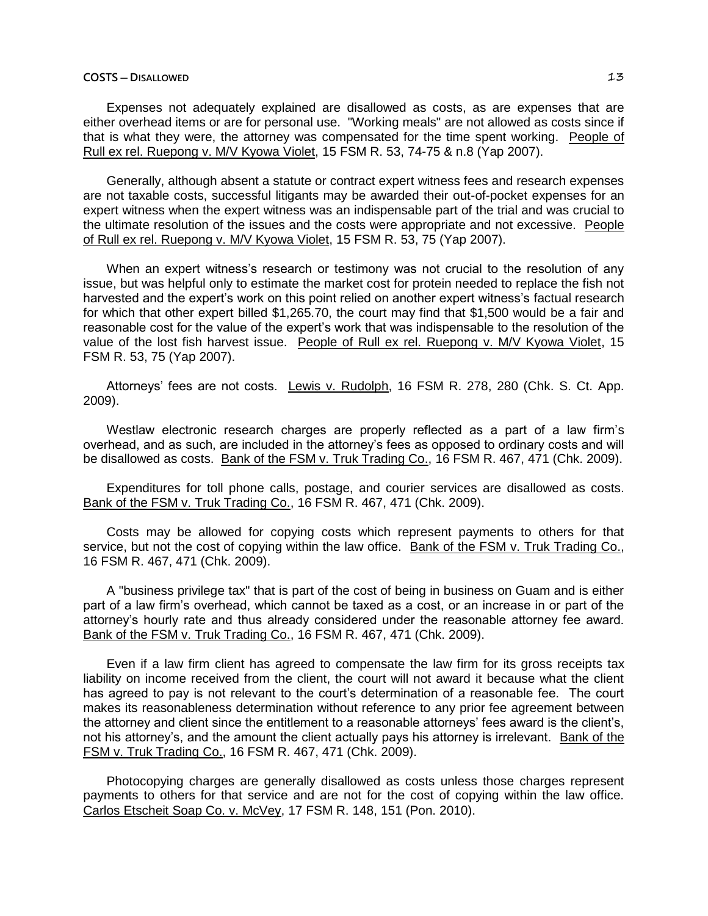Expenses not adequately explained are disallowed as costs, as are expenses that are either overhead items or are for personal use. "Working meals" are not allowed as costs since if that is what they were, the attorney was compensated for the time spent working. People of Rull ex rel. Ruepong v. M/V Kyowa Violet, 15 FSM R. 53, 74-75 & n.8 (Yap 2007).

Generally, although absent a statute or contract expert witness fees and research expenses are not taxable costs, successful litigants may be awarded their out-of-pocket expenses for an expert witness when the expert witness was an indispensable part of the trial and was crucial to the ultimate resolution of the issues and the costs were appropriate and not excessive. People of Rull ex rel. Ruepong v. M/V Kyowa Violet, 15 FSM R. 53, 75 (Yap 2007).

When an expert witness's research or testimony was not crucial to the resolution of any issue, but was helpful only to estimate the market cost for protein needed to replace the fish not harvested and the expert's work on this point relied on another expert witness's factual research for which that other expert billed $1,265.70, the court may find that $1,500 would be a fair and reasonable cost for the value of the expert's work that was indispensable to the resolution of the value of the lost fish harvest issue. People of Rull ex rel. Ruepong v. M/V Kyowa Violet, 15 FSM R. 53, 75 (Yap 2007).

Attorneys' fees are not costs. Lewis v. Rudolph, 16 FSM R. 278, 280 (Chk. S. Ct. App. 2009).

Westlaw electronic research charges are properly reflected as a part of a law firm's overhead, and as such, are included in the attorney's fees as opposed to ordinary costs and will be disallowed as costs. Bank of the FSM v. Truk Trading Co., 16 FSM R. 467, 471 (Chk. 2009).

Expenditures for toll phone calls, postage, and courier services are disallowed as costs. Bank of the FSM v. Truk Trading Co., 16 FSM R. 467, 471 (Chk. 2009).

Costs may be allowed for copying costs which represent payments to others for that service, but not the cost of copying within the law office. Bank of the FSM v. Truk Trading Co., 16 FSM R. 467, 471 (Chk. 2009).

A "business privilege tax" that is part of the cost of being in business on Guam and is either part of a law firm's overhead, which cannot be taxed as a cost, or an increase in or part of the attorney's hourly rate and thus already considered under the reasonable attorney fee award. Bank of the FSM v. Truk Trading Co., 16 FSM R. 467, 471 (Chk. 2009).

Even if a law firm client has agreed to compensate the law firm for its gross receipts tax liability on income received from the client, the court will not award it because what the client has agreed to pay is not relevant to the court's determination of a reasonable fee. The court makes its reasonableness determination without reference to any prior fee agreement between the attorney and client since the entitlement to a reasonable attorneys' fees award is the client's, not his attorney's, and the amount the client actually pays his attorney is irrelevant. Bank of the FSM v. Truk Trading Co., 16 FSM R. 467, 471 (Chk. 2009).

Photocopying charges are generally disallowed as costs unless those charges represent payments to others for that service and are not for the cost of copying within the law office. Carlos Etscheit Soap Co. v. McVey, 17 FSM R. 148, 151 (Pon. 2010).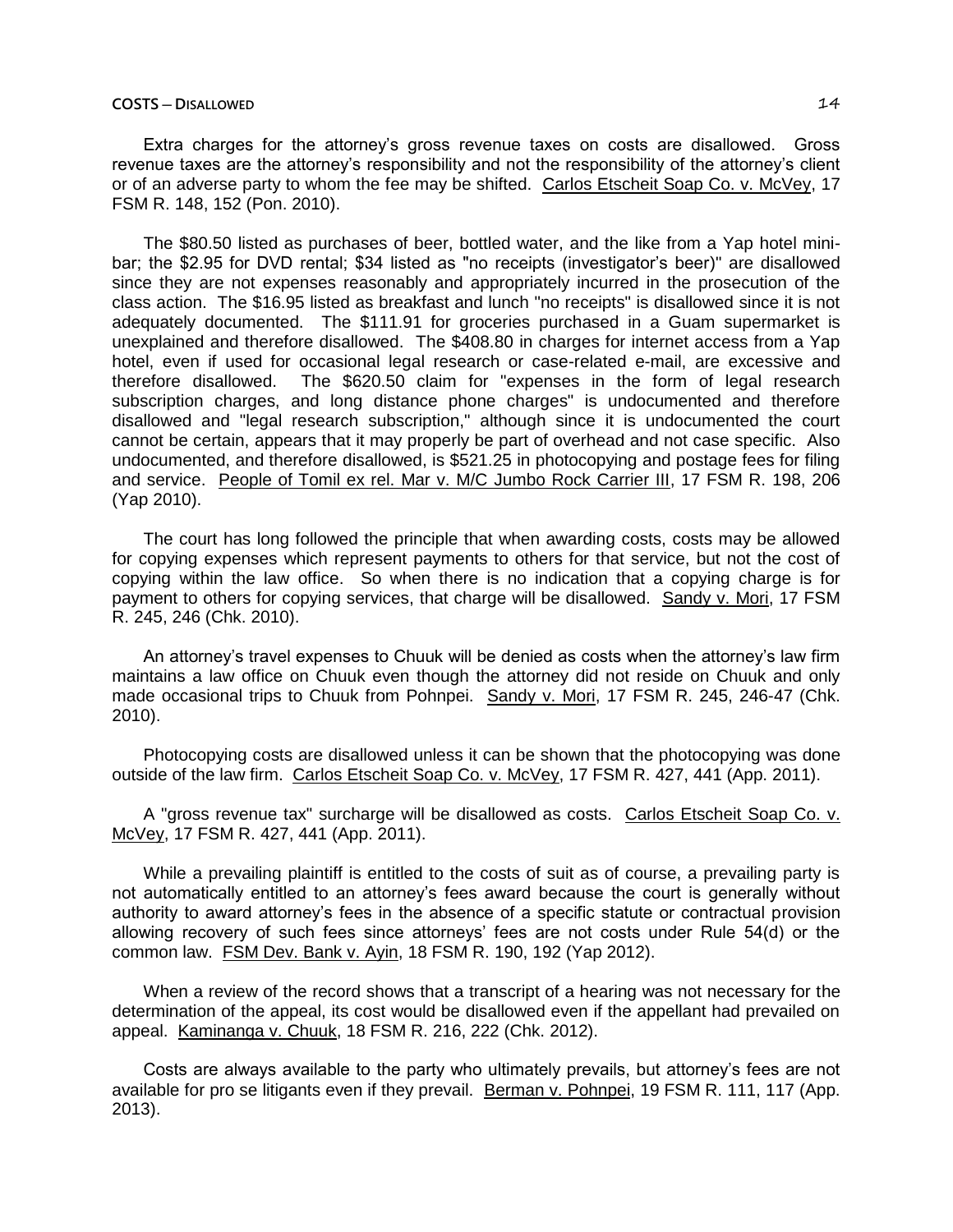Extra charges for the attorney's gross revenue taxes on costs are disallowed. Gross revenue taxes are the attorney's responsibility and not the responsibility of the attorney's client or of an adverse party to whom the fee may be shifted. Carlos Etscheit Soap Co. v. McVey, 17 FSM R. 148, 152 (Pon. 2010).

The $80.50 listed as purchases of beer, bottled water, and the like from a Yap hotel mini-bar; the $2.95 for DVD rental; $34 listed as "no receipts (investigator's beer)" are disallowed since they are not expenses reasonably and appropriately incurred in the prosecution of the class action. The $16.95 listed as breakfast and lunch "no receipts" is disallowed since it is not adequately documented. The $111.91 for groceries purchased in a Guam supermarket is unexplained and therefore disallowed. The $408.80 in charges for internet access from a Yap hotel, even if used for occasional legal research or case-related e-mail, are excessive and therefore disallowed. The $620.50 claim for "expenses in the form of legal research subscription charges, and long distance phone charges" is undocumented and therefore disallowed and "legal research subscription," although since it is undocumented the court cannot be certain, appears that it may properly be part of overhead and not case specific. Also undocumented, and therefore disallowed, is $521.25 in photocopying and postage fees for filing and service. People of Tomil ex rel. Mar v. M/C Jumbo Rock Carrier III, 17 FSM R. 198, 206 (Yap 2010).

The court has long followed the principle that when awarding costs, costs may be allowed for copying expenses which represent payments to others for that service, but not the cost of copying within the law office. So when there is no indication that a copying charge is for payment to others for copying services, that charge will be disallowed. Sandy v. Mori, 17 FSM R. 245, 246 (Chk. 2010).

An attorney's travel expenses to Chuuk will be denied as costs when the attorney's law firm maintains a law office on Chuuk even though the attorney did not reside on Chuuk and only made occasional trips to Chuuk from Pohnpei. Sandy v. Mori, 17 FSM R. 245, 246-47 (Chk. 2010).

Photocopying costs are disallowed unless it can be shown that the photocopying was done outside of the law firm. Carlos Etscheit Soap Co. v. McVey, 17 FSM R. 427, 441 (App. 2011).

A "gross revenue tax" surcharge will be disallowed as costs. Carlos Etscheit Soap Co. v. McVey, 17 FSM R. 427, 441 (App. 2011).

While a prevailing plaintiff is entitled to the costs of suit as of course, a prevailing party is not automatically entitled to an attorney's fees award because the court is generally without authority to award attorney's fees in the absence of a specific statute or contractual provision allowing recovery of such fees since attorneys' fees are not costs under Rule 54(d) or the common law. FSM Dev. Bank v. Ayin, 18 FSM R. 190, 192 (Yap 2012).

When a review of the record shows that a transcript of a hearing was not necessary for the determination of the appeal, its cost would be disallowed even if the appellant had prevailed on appeal. Kaminanga v. Chuuk, 18 FSM R. 216, 222 (Chk. 2012).

Costs are always available to the party who ultimately prevails, but attorney's fees are not available for pro se litigants even if they prevail. Berman v. Pohnpei, 19 FSM R. 111, 117 (App. 2013).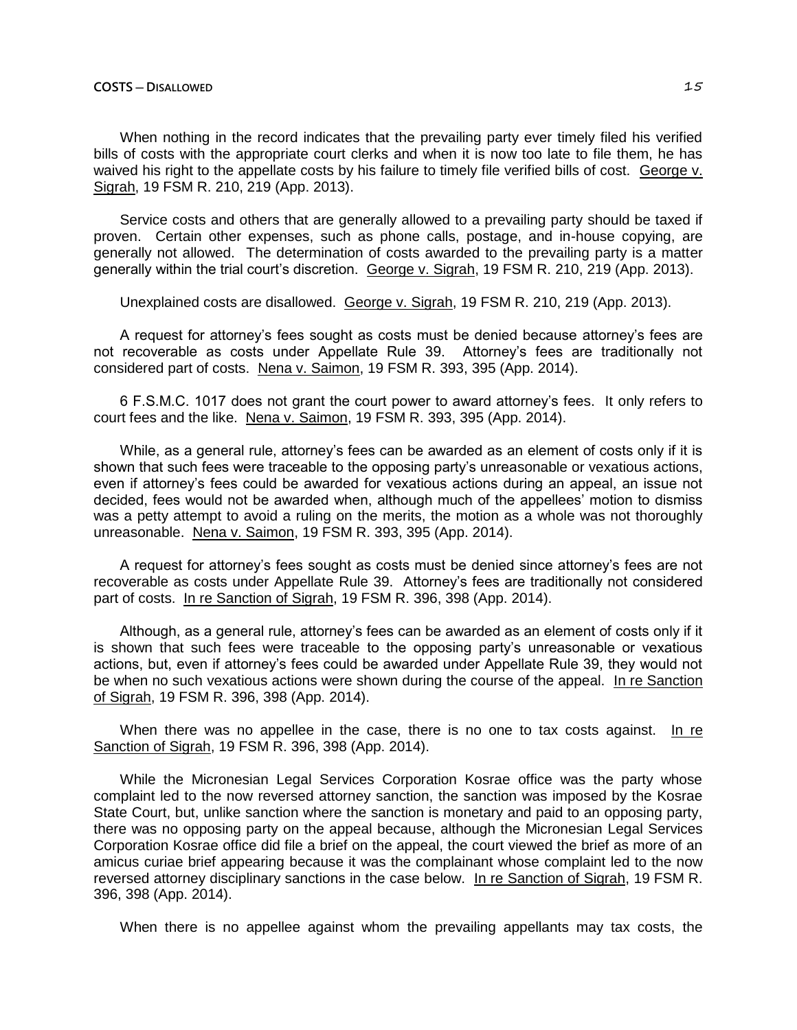When nothing in the record indicates that the prevailing party ever timely filed his verified bills of costs with the appropriate court clerks and when it is now too late to file them, he has waived his right to the appellate costs by his failure to timely file verified bills of cost. George v. Sigrah, 19 FSM R. 210, 219 (App. 2013).

Service costs and others that are generally allowed to a prevailing party should be taxed if proven. Certain other expenses, such as phone calls, postage, and in-house copying, are generally not allowed. The determination of costs awarded to the prevailing party is a matter generally within the trial court's discretion. George v. Sigrah, 19 FSM R. 210, 219 (App. 2013).

Unexplained costs are disallowed. George v. Sigrah, 19 FSM R. 210, 219 (App. 2013).

A request for attorney's fees sought as costs must be denied because attorney's fees are not recoverable as costs under Appellate Rule 39. Attorney's fees are traditionally not considered part of costs. Nena v. Saimon, 19 FSM R. 393, 395 (App. 2014).

6 F.S.M.C. 1017 does not grant the court power to award attorney's fees. It only refers to court fees and the like. Nena v. Saimon, 19 FSM R. 393, 395 (App. 2014).

While, as a general rule, attorney's fees can be awarded as an element of costs only if it is shown that such fees were traceable to the opposing party's unreasonable or vexatious actions, even if attorney's fees could be awarded for vexatious actions during an appeal, an issue not decided, fees would not be awarded when, although much of the appellees' motion to dismiss was a petty attempt to avoid a ruling on the merits, the motion as a whole was not thoroughly unreasonable. Nena v. Saimon, 19 FSM R. 393, 395 (App. 2014).

A request for attorney's fees sought as costs must be denied since attorney's fees are not recoverable as costs under Appellate Rule 39. Attorney's fees are traditionally not considered part of costs. In re Sanction of Sigrah, 19 FSM R. 396, 398 (App. 2014).

Although, as a general rule, attorney's fees can be awarded as an element of costs only if it is shown that such fees were traceable to the opposing party's unreasonable or vexatious actions, but, even if attorney's fees could be awarded under Appellate Rule 39, they would not be when no such vexatious actions were shown during the course of the appeal. In re Sanction of Sigrah, 19 FSM R. 396, 398 (App. 2014).

When there was no appellee in the case, there is no one to tax costs against. In re Sanction of Sigrah, 19 FSM R. 396, 398 (App. 2014).

While the Micronesian Legal Services Corporation Kosrae office was the party whose complaint led to the now reversed attorney sanction, the sanction was imposed by the Kosrae State Court, but, unlike sanction where the sanction is monetary and paid to an opposing party, there was no opposing party on the appeal because, although the Micronesian Legal Services Corporation Kosrae office did file a brief on the appeal, the court viewed the brief as more of an amicus curiae brief appearing because it was the complainant whose complaint led to the now reversed attorney disciplinary sanctions in the case below. In re Sanction of Sigrah, 19 FSM R. 396, 398 (App. 2014).

When there is no appellee against whom the prevailing appellants may tax costs, the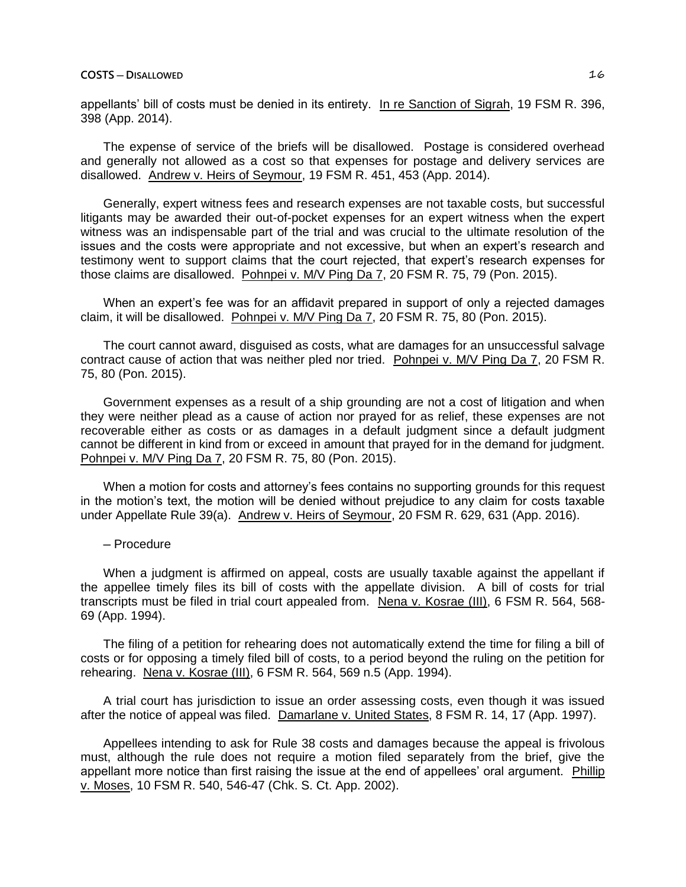appellants' bill of costs must be denied in its entirety. In re Sanction of Sigrah, 19 FSM R. 396, 398 (App. 2014).

The expense of service of the briefs will be disallowed. Postage is considered overhead and generally not allowed as a cost so that expenses for postage and delivery services are disallowed. Andrew v. Heirs of Seymour, 19 FSM R. 451, 453 (App. 2014).

Generally, expert witness fees and research expenses are not taxable costs, but successful litigants may be awarded their out-of-pocket expenses for an expert witness when the expert witness was an indispensable part of the trial and was crucial to the ultimate resolution of the issues and the costs were appropriate and not excessive, but when an expert's research and testimony went to support claims that the court rejected, that expert's research expenses for those claims are disallowed. Pohnpei v. M/V Ping Da 7, 20 FSM R. 75, 79 (Pon. 2015).

When an expert's fee was for an affidavit prepared in support of only a rejected damages claim, it will be disallowed. Pohnpei v. M/V Ping Da 7, 20 FSM R. 75, 80 (Pon. 2015).

The court cannot award, disguised as costs, what are damages for an unsuccessful salvage contract cause of action that was neither pled nor tried. Pohnpei v. M/V Ping Da 7, 20 FSM R. 75, 80 (Pon. 2015).

Government expenses as a result of a ship grounding are not a cost of litigation and when they were neither plead as a cause of action nor prayed for as relief, these expenses are not recoverable either as costs or as damages in a default judgment since a default judgment cannot be different in kind from or exceed in amount that prayed for in the demand for judgment. Pohnpei v. M/V Ping Da 7, 20 FSM R. 75, 80 (Pon. 2015).

When a motion for costs and attorney's fees contains no supporting grounds for this request in the motion's text, the motion will be denied without prejudice to any claim for costs taxable under Appellate Rule 39(a). Andrew v. Heirs of Seymour, 20 FSM R. 629, 631 (App. 2016).

– Procedure

When a judgment is affirmed on appeal, costs are usually taxable against the appellant if the appellee timely files its bill of costs with the appellate division. A bill of costs for trial transcripts must be filed in trial court appealed from. Nena v. Kosrae (III), 6 FSM R. 564, 568-69 (App. 1994).

The filing of a petition for rehearing does not automatically extend the time for filing a bill of costs or for opposing a timely filed bill of costs, to a period beyond the ruling on the petition for rehearing. Nena v. Kosrae (III), 6 FSM R. 564, 569 n.5 (App. 1994).

A trial court has jurisdiction to issue an order assessing costs, even though it was issued after the notice of appeal was filed. Damarlane v. United States, 8 FSM R. 14, 17 (App. 1997).

Appellees intending to ask for Rule 38 costs and damages because the appeal is frivolous must, although the rule does not require a motion filed separately from the brief, give the appellant more notice than first raising the issue at the end of appellees' oral argument. Phillip v. Moses, 10 FSM R. 540, 546-47 (Chk. S. Ct. App. 2002).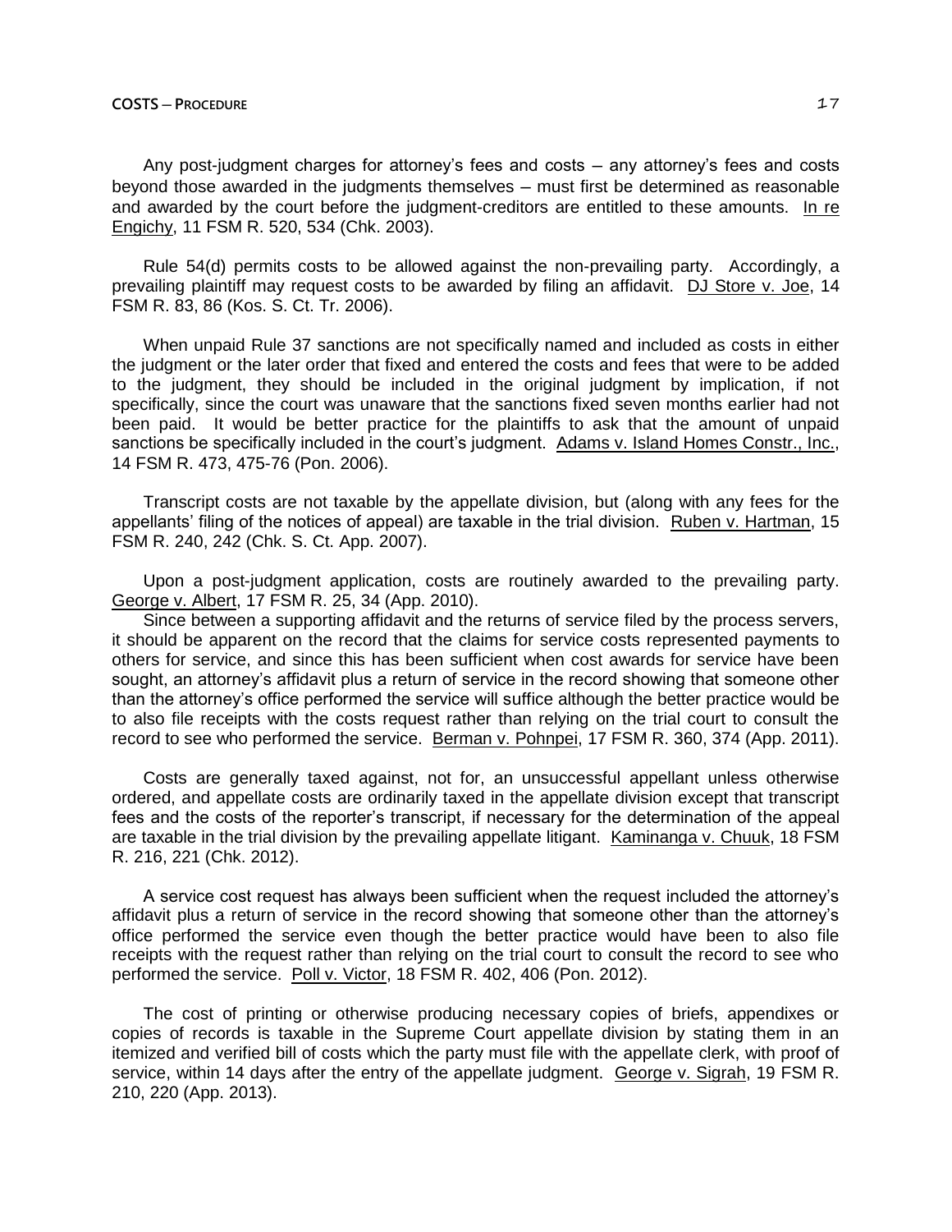Any post-judgment charges for attorney's fees and costs – any attorney's fees and costs beyond those awarded in the judgments themselves – must first be determined as reasonable and awarded by the court before the judgment-creditors are entitled to these amounts. In re Engichy, 11 FSM R. 520, 534 (Chk. 2003).

Rule 54(d) permits costs to be allowed against the non-prevailing party. Accordingly, a prevailing plaintiff may request costs to be awarded by filing an affidavit. DJ Store v. Joe, 14 FSM R. 83, 86 (Kos. S. Ct. Tr. 2006).

When unpaid Rule 37 sanctions are not specifically named and included as costs in either the judgment or the later order that fixed and entered the costs and fees that were to be added to the judgment, they should be included in the original judgment by implication, if not specifically, since the court was unaware that the sanctions fixed seven months earlier had not been paid. It would be better practice for the plaintiffs to ask that the amount of unpaid sanctions be specifically included in the court's judgment. Adams v. Island Homes Constr., Inc., 14 FSM R. 473, 475-76 (Pon. 2006).

Transcript costs are not taxable by the appellate division, but (along with any fees for the appellants' filing of the notices of appeal) are taxable in the trial division. Ruben v. Hartman, 15 FSM R. 240, 242 (Chk. S. Ct. App. 2007).

Upon a post-judgment application, costs are routinely awarded to the prevailing party. George v. Albert, 17 FSM R. 25, 34 (App. 2010).

Since between a supporting affidavit and the returns of service filed by the process servers, it should be apparent on the record that the claims for service costs represented payments to others for service, and since this has been sufficient when cost awards for service have been sought, an attorney's affidavit plus a return of service in the record showing that someone other than the attorney's office performed the service will suffice although the better practice would be to also file receipts with the costs request rather than relying on the trial court to consult the record to see who performed the service. Berman v. Pohnpei, 17 FSM R. 360, 374 (App. 2011).

Costs are generally taxed against, not for, an unsuccessful appellant unless otherwise ordered, and appellate costs are ordinarily taxed in the appellate division except that transcript fees and the costs of the reporter's transcript, if necessary for the determination of the appeal are taxable in the trial division by the prevailing appellate litigant. Kaminanga v. Chuuk, 18 FSM R. 216, 221 (Chk. 2012).

A service cost request has always been sufficient when the request included the attorney's affidavit plus a return of service in the record showing that someone other than the attorney's office performed the service even though the better practice would have been to also file receipts with the request rather than relying on the trial court to consult the record to see who performed the service. Poll v. Victor, 18 FSM R. 402, 406 (Pon. 2012).

The cost of printing or otherwise producing necessary copies of briefs, appendixes or copies of records is taxable in the Supreme Court appellate division by stating them in an itemized and verified bill of costs which the party must file with the appellate clerk, with proof of service, within 14 days after the entry of the appellate judgment. George v. Sigrah, 19 FSM R. 210, 220 (App. 2013).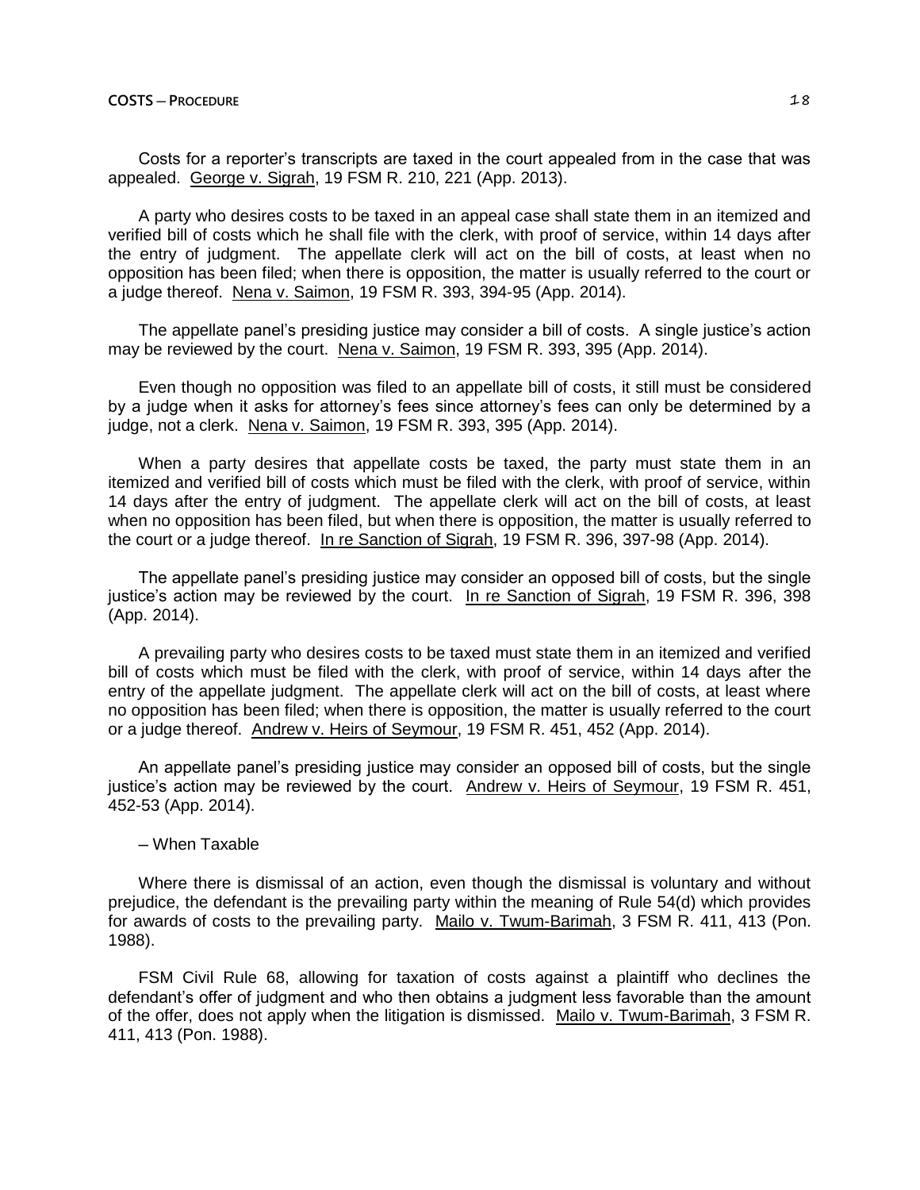Costs for a reporter's transcripts are taxed in the court appealed from in the case that was appealed. George v. Sigrah, 19 FSM R. 210, 221 (App. 2013).

A party who desires costs to be taxed in an appeal case shall state them in an itemized and verified bill of costs which he shall file with the clerk, with proof of service, within 14 days after the entry of judgment. The appellate clerk will act on the bill of costs, at least when no opposition has been filed; when there is opposition, the matter is usually referred to the court or a judge thereof. Nena v. Saimon, 19 FSM R. 393, 394-95 (App. 2014).

The appellate panel's presiding justice may consider a bill of costs. A single justice's action may be reviewed by the court. Nena v. Saimon, 19 FSM R. 393, 395 (App. 2014).

Even though no opposition was filed to an appellate bill of costs, it still must be considered by a judge when it asks for attorney's fees since attorney's fees can only be determined by a judge, not a clerk. Nena v. Saimon, 19 FSM R. 393, 395 (App. 2014).

When a party desires that appellate costs be taxed, the party must state them in an itemized and verified bill of costs which must be filed with the clerk, with proof of service, within 14 days after the entry of judgment. The appellate clerk will act on the bill of costs, at least when no opposition has been filed, but when there is opposition, the matter is usually referred to the court or a judge thereof. In re Sanction of Sigrah, 19 FSM R. 396, 397-98 (App. 2014).

The appellate panel's presiding justice may consider an opposed bill of costs, but the single justice's action may be reviewed by the court. In re Sanction of Sigrah, 19 FSM R. 396, 398 (App. 2014).

A prevailing party who desires costs to be taxed must state them in an itemized and verified bill of costs which must be filed with the clerk, with proof of service, within 14 days after the entry of the appellate judgment. The appellate clerk will act on the bill of costs, at least where no opposition has been filed; when there is opposition, the matter is usually referred to the court or a judge thereof. Andrew v. Heirs of Seymour, 19 FSM R. 451, 452 (App. 2014).

An appellate panel's presiding justice may consider an opposed bill of costs, but the single justice's action may be reviewed by the court. Andrew v. Heirs of Seymour, 19 FSM R. 451, 452-53 (App. 2014).

– When Taxable

Where there is dismissal of an action, even though the dismissal is voluntary and without prejudice, the defendant is the prevailing party within the meaning of Rule 54(d) which provides for awards of costs to the prevailing party. Mailo v. Twum-Barimah, 3 FSM R. 411, 413 (Pon. 1988).

FSM Civil Rule 68, allowing for taxation of costs against a plaintiff who declines the defendant's offer of judgment and who then obtains a judgment less favorable than the amount of the offer, does not apply when the litigation is dismissed. Mailo v. Twum-Barimah, 3 FSM R. 411, 413 (Pon. 1988).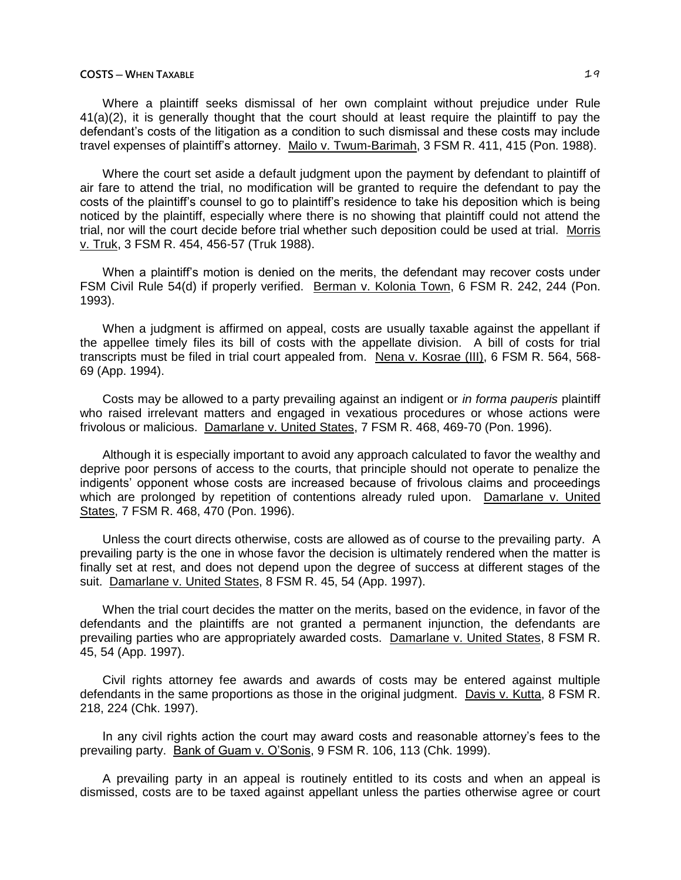Where a plaintiff seeks dismissal of her own complaint without prejudice under Rule 41(a)(2), it is generally thought that the court should at least require the plaintiff to pay the defendant's costs of the litigation as a condition to such dismissal and these costs may include travel expenses of plaintiff's attorney. Mailo v. Twum-Barimah, 3 FSM R. 411, 415 (Pon. 1988).

Where the court set aside a default judgment upon the payment by defendant to plaintiff of air fare to attend the trial, no modification will be granted to require the defendant to pay the costs of the plaintiff's counsel to go to plaintiff's residence to take his deposition which is being noticed by the plaintiff, especially where there is no showing that plaintiff could not attend the trial, nor will the court decide before trial whether such deposition could be used at trial. Morris v. Truk, 3 FSM R. 454, 456-57 (Truk 1988).

When a plaintiff's motion is denied on the merits, the defendant may recover costs under FSM Civil Rule 54(d) if properly verified. Berman v. Kolonia Town, 6 FSM R. 242, 244 (Pon. 1993).

When a judgment is affirmed on appeal, costs are usually taxable against the appellant if the appellee timely files its bill of costs with the appellate division. A bill of costs for trial transcripts must be filed in trial court appealed from. Nena v. Kosrae (III), 6 FSM R. 564, 568-69 (App. 1994).

Costs may be allowed to a party prevailing against an indigent or *in forma pauperis* plaintiff who raised irrelevant matters and engaged in vexatious procedures or whose actions were frivolous or malicious. Damarlane v. United States, 7 FSM R. 468, 469-70 (Pon. 1996).

Although it is especially important to avoid any approach calculated to favor the wealthy and deprive poor persons of access to the courts, that principle should not operate to penalize the indigents' opponent whose costs are increased because of frivolous claims and proceedings which are prolonged by repetition of contentions already ruled upon. Damarlane v. United States, 7 FSM R. 468, 470 (Pon. 1996).

Unless the court directs otherwise, costs are allowed as of course to the prevailing party. A prevailing party is the one in whose favor the decision is ultimately rendered when the matter is finally set at rest, and does not depend upon the degree of success at different stages of the suit. Damarlane v. United States, 8 FSM R. 45, 54 (App. 1997).

When the trial court decides the matter on the merits, based on the evidence, in favor of the defendants and the plaintiffs are not granted a permanent injunction, the defendants are prevailing parties who are appropriately awarded costs. Damarlane v. United States, 8 FSM R. 45, 54 (App. 1997).

Civil rights attorney fee awards and awards of costs may be entered against multiple defendants in the same proportions as those in the original judgment. Davis v. Kutta, 8 FSM R. 218, 224 (Chk. 1997).

In any civil rights action the court may award costs and reasonable attorney's fees to the prevailing party. Bank of Guam v. O'Sonis, 9 FSM R. 106, 113 (Chk. 1999).

A prevailing party in an appeal is routinely entitled to its costs and when an appeal is dismissed, costs are to be taxed against appellant unless the parties otherwise agree or court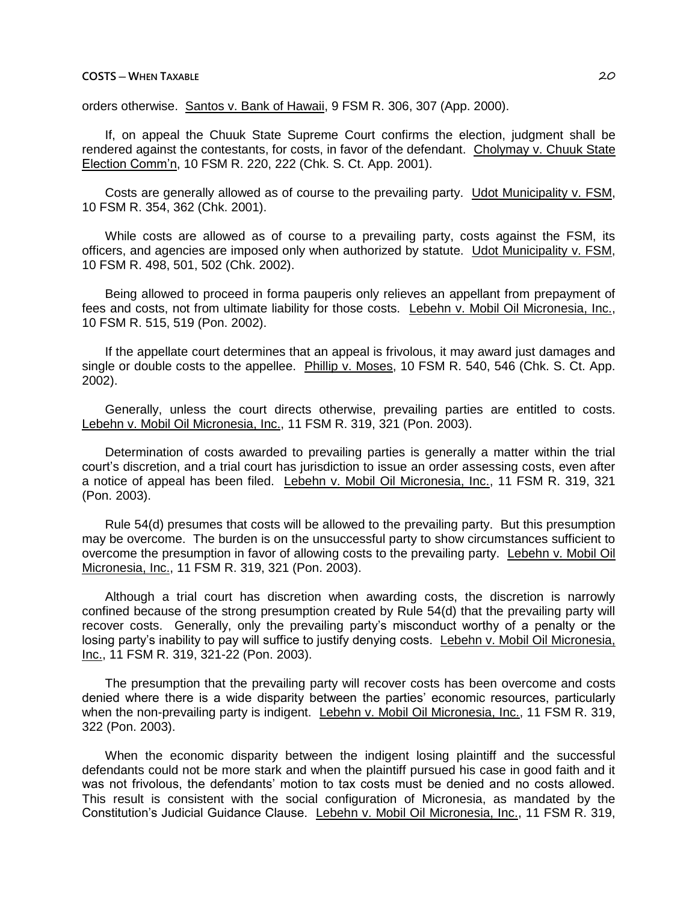orders otherwise. Santos v. Bank of Hawaii, 9 FSM R. 306, 307 (App. 2000).

If, on appeal the Chuuk State Supreme Court confirms the election, judgment shall be rendered against the contestants, for costs, in favor of the defendant. Cholymay v. Chuuk State Election Comm'n, 10 FSM R. 220, 222 (Chk. S. Ct. App. 2001).

Costs are generally allowed as of course to the prevailing party. Udot Municipality v. FSM, 10 FSM R. 354, 362 (Chk. 2001).

While costs are allowed as of course to a prevailing party, costs against the FSM, its officers, and agencies are imposed only when authorized by statute. Udot Municipality v. FSM, 10 FSM R. 498, 501, 502 (Chk. 2002).

Being allowed to proceed in forma pauperis only relieves an appellant from prepayment of fees and costs, not from ultimate liability for those costs. Lebehn v. Mobil Oil Micronesia, Inc., 10 FSM R. 515, 519 (Pon. 2002).

If the appellate court determines that an appeal is frivolous, it may award just damages and single or double costs to the appellee. Phillip v. Moses, 10 FSM R. 540, 546 (Chk. S. Ct. App. 2002).

Generally, unless the court directs otherwise, prevailing parties are entitled to costs. Lebehn v. Mobil Oil Micronesia, Inc., 11 FSM R. 319, 321 (Pon. 2003).

Determination of costs awarded to prevailing parties is generally a matter within the trial court's discretion, and a trial court has jurisdiction to issue an order assessing costs, even after a notice of appeal has been filed. Lebehn v. Mobil Oil Micronesia, Inc., 11 FSM R. 319, 321 (Pon. 2003).

Rule 54(d) presumes that costs will be allowed to the prevailing party. But this presumption may be overcome. The burden is on the unsuccessful party to show circumstances sufficient to overcome the presumption in favor of allowing costs to the prevailing party. Lebehn v. Mobil Oil Micronesia, Inc., 11 FSM R. 319, 321 (Pon. 2003).

Although a trial court has discretion when awarding costs, the discretion is narrowly confined because of the strong presumption created by Rule 54(d) that the prevailing party will recover costs. Generally, only the prevailing party's misconduct worthy of a penalty or the losing party's inability to pay will suffice to justify denying costs. Lebehn v. Mobil Oil Micronesia, Inc., 11 FSM R. 319, 321-22 (Pon. 2003).

The presumption that the prevailing party will recover costs has been overcome and costs denied where there is a wide disparity between the parties' economic resources, particularly when the non-prevailing party is indigent. Lebehn v. Mobil Oil Micronesia, Inc., 11 FSM R. 319, 322 (Pon. 2003).

When the economic disparity between the indigent losing plaintiff and the successful defendants could not be more stark and when the plaintiff pursued his case in good faith and it was not frivolous, the defendants' motion to tax costs must be denied and no costs allowed. This result is consistent with the social configuration of Micronesia, as mandated by the Constitution's Judicial Guidance Clause. Lebehn v. Mobil Oil Micronesia, Inc., 11 FSM R. 319,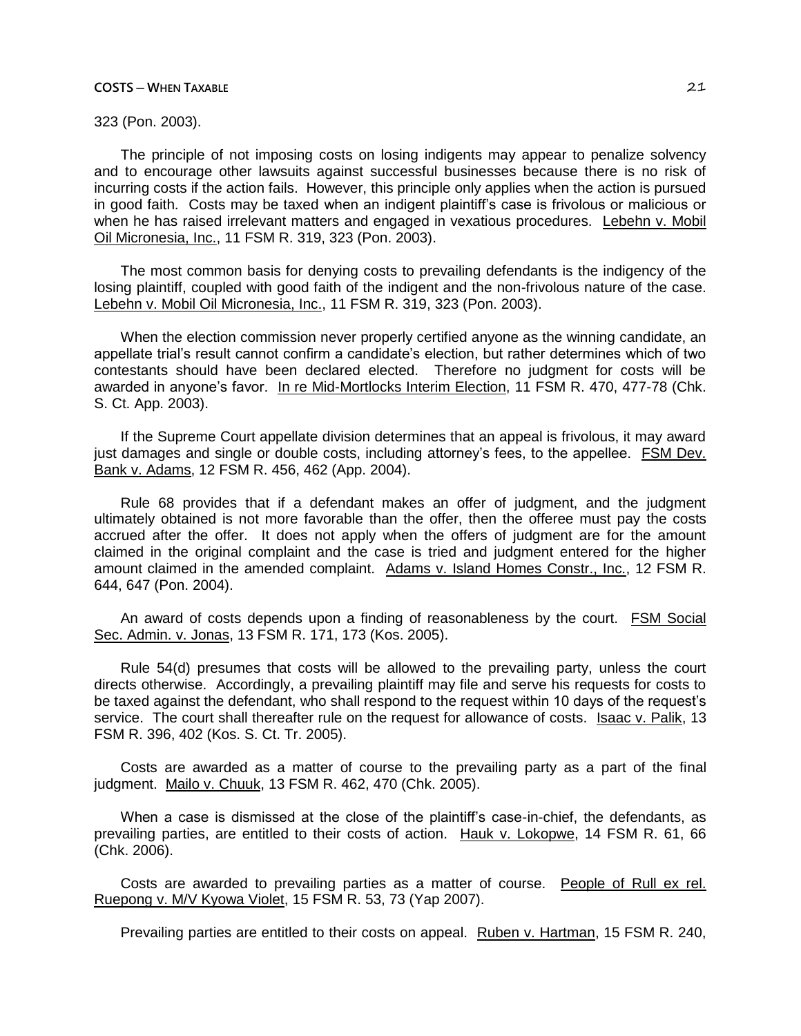323 (Pon. 2003).

The principle of not imposing costs on losing indigents may appear to penalize solvency and to encourage other lawsuits against successful businesses because there is no risk of incurring costs if the action fails. However, this principle only applies when the action is pursued in good faith. Costs may be taxed when an indigent plaintiff's case is frivolous or malicious or when he has raised irrelevant matters and engaged in vexatious procedures. Lebehn v. Mobil Oil Micronesia, Inc., 11 FSM R. 319, 323 (Pon. 2003).

The most common basis for denying costs to prevailing defendants is the indigency of the losing plaintiff, coupled with good faith of the indigent and the non-frivolous nature of the case. Lebehn v. Mobil Oil Micronesia, Inc., 11 FSM R. 319, 323 (Pon. 2003).

When the election commission never properly certified anyone as the winning candidate, an appellate trial's result cannot confirm a candidate's election, but rather determines which of two contestants should have been declared elected. Therefore no judgment for costs will be awarded in anyone's favor. In re Mid-Mortlocks Interim Election, 11 FSM R. 470, 477-78 (Chk. S. Ct. App. 2003).

If the Supreme Court appellate division determines that an appeal is frivolous, it may award just damages and single or double costs, including attorney's fees, to the appellee. FSM Dev. Bank v. Adams, 12 FSM R. 456, 462 (App. 2004).

Rule 68 provides that if a defendant makes an offer of judgment, and the judgment ultimately obtained is not more favorable than the offer, then the offeree must pay the costs accrued after the offer. It does not apply when the offers of judgment are for the amount claimed in the original complaint and the case is tried and judgment entered for the higher amount claimed in the amended complaint. Adams v. Island Homes Constr., Inc., 12 FSM R. 644, 647 (Pon. 2004).

An award of costs depends upon a finding of reasonableness by the court. FSM Social Sec. Admin. v. Jonas, 13 FSM R. 171, 173 (Kos. 2005).

Rule 54(d) presumes that costs will be allowed to the prevailing party, unless the court directs otherwise. Accordingly, a prevailing plaintiff may file and serve his requests for costs to be taxed against the defendant, who shall respond to the request within 10 days of the request's service. The court shall thereafter rule on the request for allowance of costs. Isaac v. Palik, 13 FSM R. 396, 402 (Kos. S. Ct. Tr. 2005).

Costs are awarded as a matter of course to the prevailing party as a part of the final judgment. Mailo v. Chuuk, 13 FSM R. 462, 470 (Chk. 2005).

When a case is dismissed at the close of the plaintiff's case-in-chief, the defendants, as prevailing parties, are entitled to their costs of action. Hauk v. Lokopwe, 14 FSM R. 61, 66 (Chk. 2006).

Costs are awarded to prevailing parties as a matter of course. People of Rull ex rel. Ruepong v. M/V Kyowa Violet, 15 FSM R. 53, 73 (Yap 2007).

Prevailing parties are entitled to their costs on appeal. Ruben v. Hartman, 15 FSM R. 240,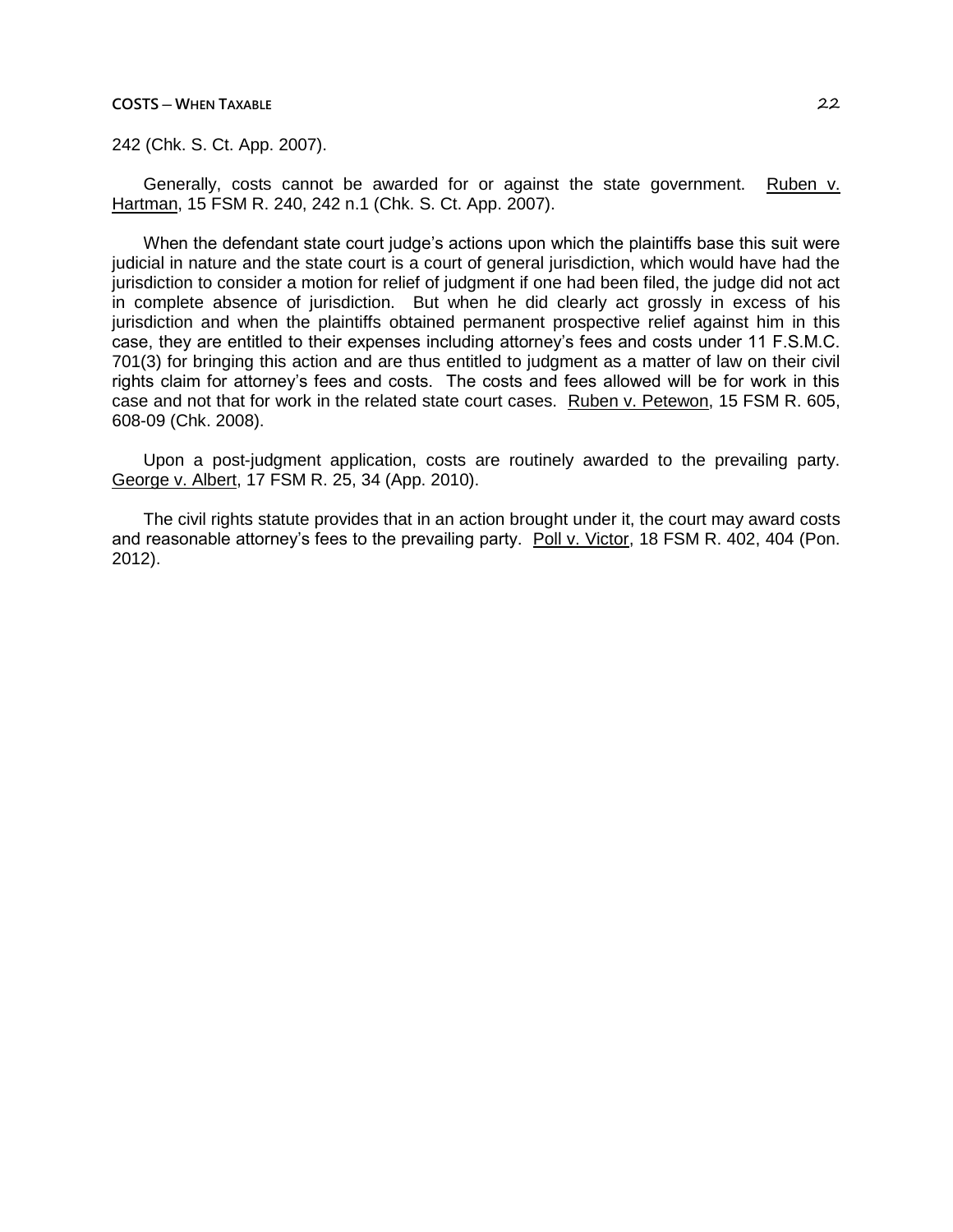242 (Chk. S. Ct. App. 2007).

Generally, costs cannot be awarded for or against the state government. Ruben v. Hartman, 15 FSM R. 240, 242 n.1 (Chk. S. Ct. App. 2007).

When the defendant state court judge's actions upon which the plaintiffs base this suit were judicial in nature and the state court is a court of general jurisdiction, which would have had the jurisdiction to consider a motion for relief of judgment if one had been filed, the judge did not act in complete absence of jurisdiction. But when he did clearly act grossly in excess of his jurisdiction and when the plaintiffs obtained permanent prospective relief against him in this case, they are entitled to their expenses including attorney's fees and costs under 11 F.S.M.C. 701(3) for bringing this action and are thus entitled to judgment as a matter of law on their civil rights claim for attorney's fees and costs. The costs and fees allowed will be for work in this case and not that for work in the related state court cases. Ruben v. Petewon, 15 FSM R. 605, 608-09 (Chk. 2008).

Upon a post-judgment application, costs are routinely awarded to the prevailing party. George v. Albert, 17 FSM R. 25, 34 (App. 2010).

The civil rights statute provides that in an action brought under it, the court may award costs and reasonable attorney's fees to the prevailing party. Poll v. Victor, 18 FSM R. 402, 404 (Pon. 2012).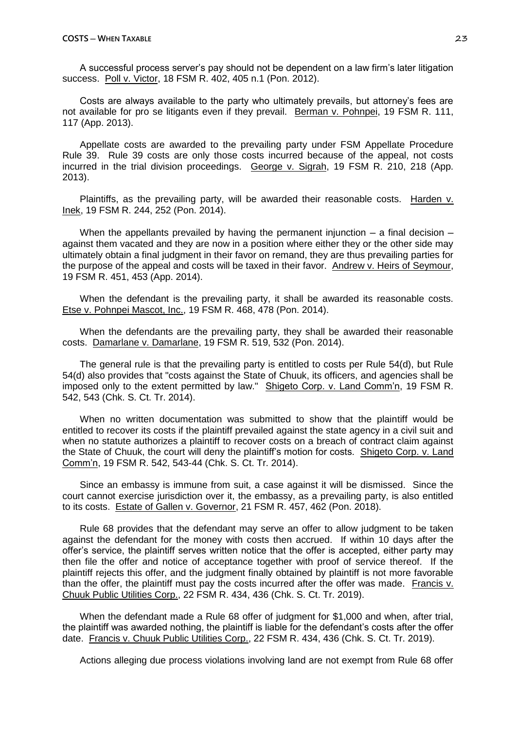A successful process server's pay should not be dependent on a law firm's later litigation success. Poll v. Victor, 18 FSM R. 402, 405 n.1 (Pon. 2012).

Costs are always available to the party who ultimately prevails, but attorney's fees are not available for pro se litigants even if they prevail. Berman v. Pohnpei, 19 FSM R. 111, 117 (App. 2013).

Appellate costs are awarded to the prevailing party under FSM Appellate Procedure Rule 39. Rule 39 costs are only those costs incurred because of the appeal, not costs incurred in the trial division proceedings. George v. Sigrah, 19 FSM R. 210, 218 (App. 2013).

Plaintiffs, as the prevailing party, will be awarded their reasonable costs. Harden v. Inek, 19 FSM R. 244, 252 (Pon. 2014).

When the appellants prevailed by having the permanent injunction – a final decision – against them vacated and they are now in a position where either they or the other side may ultimately obtain a final judgment in their favor on remand, they are thus prevailing parties for the purpose of the appeal and costs will be taxed in their favor. Andrew v. Heirs of Seymour, 19 FSM R. 451, 453 (App. 2014).

When the defendant is the prevailing party, it shall be awarded its reasonable costs. Etse v. Pohnpei Mascot, Inc., 19 FSM R. 468, 478 (Pon. 2014).

When the defendants are the prevailing party, they shall be awarded their reasonable costs. Damarlane v. Damarlane, 19 FSM R. 519, 532 (Pon. 2014).

The general rule is that the prevailing party is entitled to costs per Rule 54(d), but Rule 54(d) also provides that "costs against the State of Chuuk, its officers, and agencies shall be imposed only to the extent permitted by law." Shigeto Corp. v. Land Comm'n, 19 FSM R. 542, 543 (Chk. S. Ct. Tr. 2014).

When no written documentation was submitted to show that the plaintiff would be entitled to recover its costs if the plaintiff prevailed against the state agency in a civil suit and when no statute authorizes a plaintiff to recover costs on a breach of contract claim against the State of Chuuk, the court will deny the plaintiff's motion for costs. Shigeto Corp. v. Land Comm'n, 19 FSM R. 542, 543-44 (Chk. S. Ct. Tr. 2014).

Since an embassy is immune from suit, a case against it will be dismissed. Since the court cannot exercise jurisdiction over it, the embassy, as a prevailing party, is also entitled to its costs. Estate of Gallen v. Governor, 21 FSM R. 457, 462 (Pon. 2018).

Rule 68 provides that the defendant may serve an offer to allow judgment to be taken against the defendant for the money with costs then accrued. If within 10 days after the offer's service, the plaintiff serves written notice that the offer is accepted, either party may then file the offer and notice of acceptance together with proof of service thereof. If the plaintiff rejects this offer, and the judgment finally obtained by plaintiff is not more favorable than the offer, the plaintiff must pay the costs incurred after the offer was made. Francis v. Chuuk Public Utilities Corp., 22 FSM R. 434, 436 (Chk. S. Ct. Tr. 2019).

When the defendant made a Rule 68 offer of judgment for $1,000 and when, after trial, the plaintiff was awarded nothing, the plaintiff is liable for the defendant's costs after the offer date. Francis v. Chuuk Public Utilities Corp., 22 FSM R. 434, 436 (Chk. S. Ct. Tr. 2019).

Actions alleging due process violations involving land are not exempt from Rule 68 offer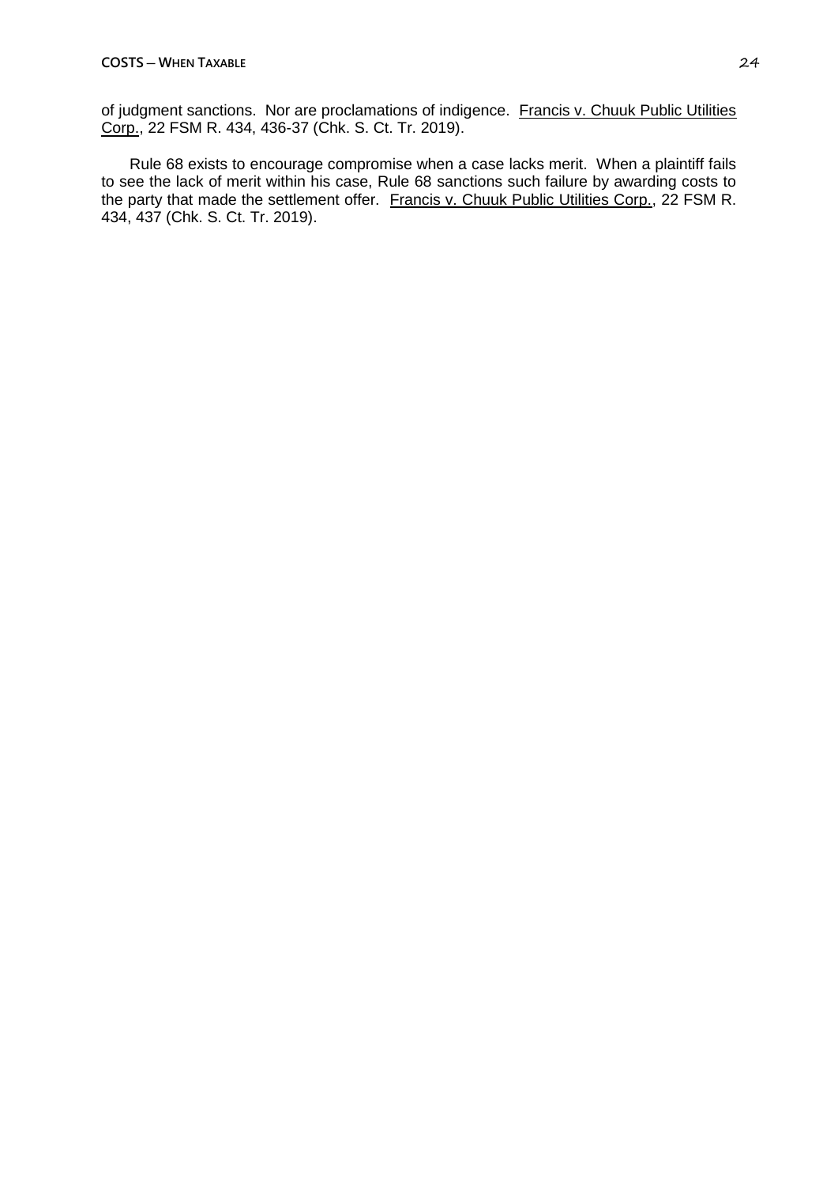of judgment sanctions. Nor are proclamations of indigence. Francis v. Chuuk Public Utilities Corp., 22 FSM R. 434, 436-37 (Chk. S. Ct. Tr. 2019).

Rule 68 exists to encourage compromise when a case lacks merit. When a plaintiff fails to see the lack of merit within his case, Rule 68 sanctions such failure by awarding costs to the party that made the settlement offer. Francis v. Chuuk Public Utilities Corp., 22 FSM R. 434, 437 (Chk. S. Ct. Tr. 2019).